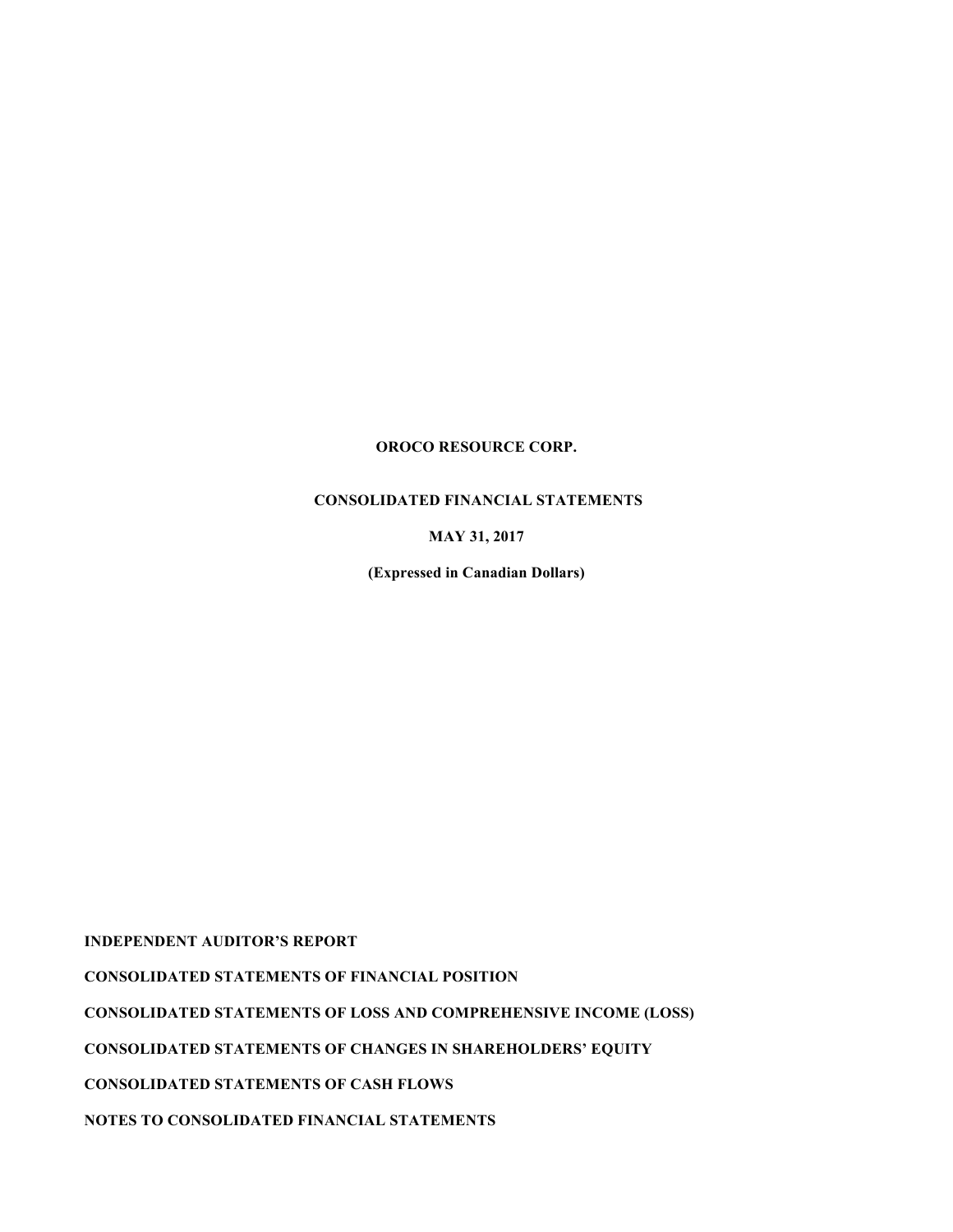**OROCO RESOURCE CORP.**

**CONSOLIDATED FINANCIAL STATEMENTS**

**MAY 31, 2017**

**(Expressed in Canadian Dollars)**

**INDEPENDENT AUDITOR'S REPORT**

**CONSOLIDATED STATEMENTS OF FINANCIAL POSITION**

**CONSOLIDATED STATEMENTS OF LOSS AND COMPREHENSIVE INCOME (LOSS)**

**CONSOLIDATED STATEMENTS OF CHANGES IN SHAREHOLDERS' EQUITY**

**CONSOLIDATED STATEMENTS OF CASH FLOWS**

**NOTES TO CONSOLIDATED FINANCIAL STATEMENTS**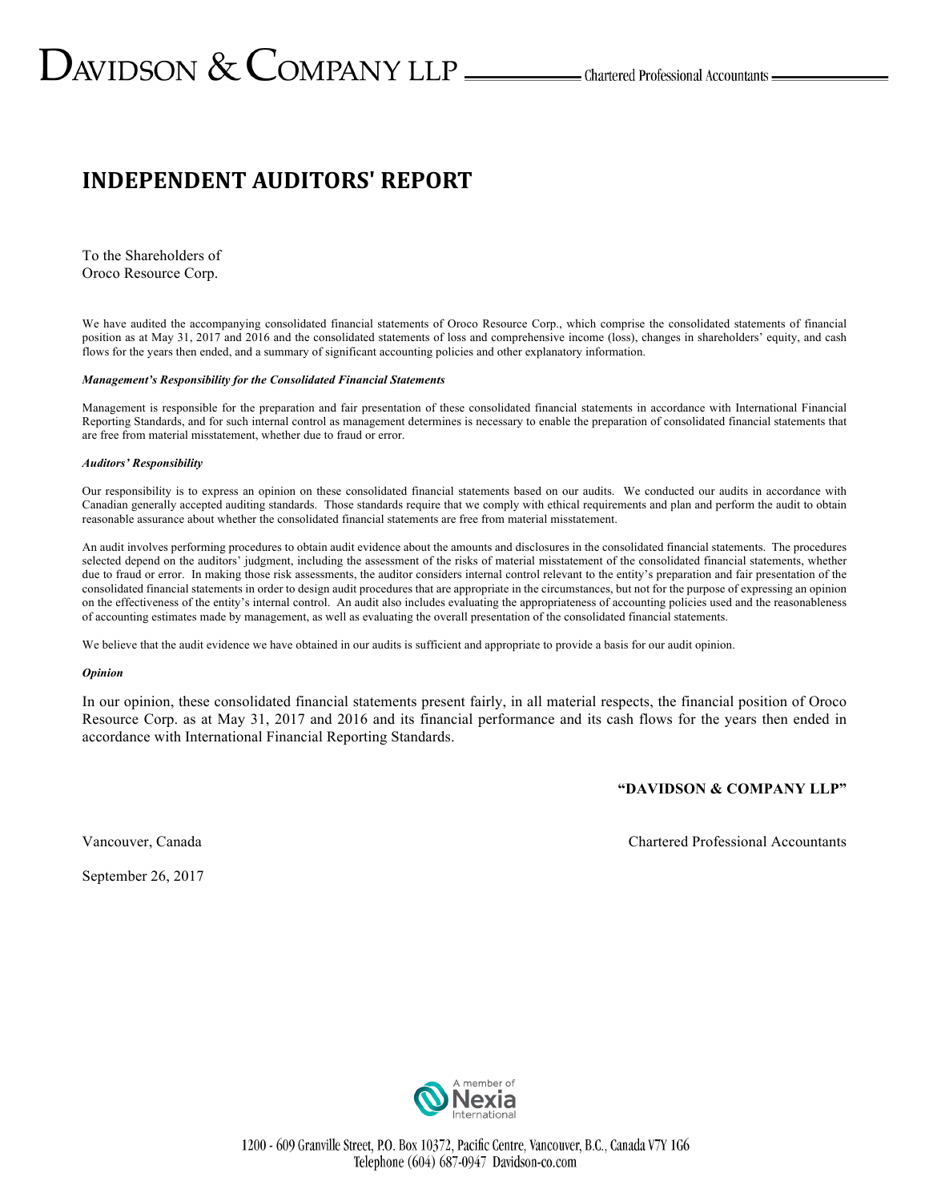DAVIDSON & COMPANY LLP — Chartered Professional Accountants

# INDEPENDENT AUDITORS' REPORT

To the Shareholders of
Oroco Resource Corp.

We have audited the accompanying consolidated financial statements of Oroco Resource Corp., which comprise the consolidated statements of financial position as at May 31, 2017 and 2016 and the consolidated statements of loss and comprehensive income (loss), changes in shareholders' equity, and cash flows for the years then ended, and a summary of significant accounting policies and other explanatory information.

***Management's Responsibility for the Consolidated Financial Statements***

Management is responsible for the preparation and fair presentation of these consolidated financial statements in accordance with International Financial Reporting Standards, and for such internal control as management determines is necessary to enable the preparation of consolidated financial statements that are free from material misstatement, whether due to fraud or error.

***Auditors' Responsibility***

Our responsibility is to express an opinion on these consolidated financial statements based on our audits. We conducted our audits in accordance with Canadian generally accepted auditing standards. Those standards require that we comply with ethical requirements and plan and perform the audit to obtain reasonable assurance about whether the consolidated financial statements are free from material misstatement.

An audit involves performing procedures to obtain audit evidence about the amounts and disclosures in the consolidated financial statements. The procedures selected depend on the auditors' judgment, including the assessment of the risks of material misstatement of the consolidated financial statements, whether due to fraud or error. In making those risk assessments, the auditor considers internal control relevant to the entity's preparation and fair presentation of the consolidated financial statements in order to design audit procedures that are appropriate in the circumstances, but not for the purpose of expressing an opinion on the effectiveness of the entity's internal control. An audit also includes evaluating the appropriateness of accounting policies used and the reasonableness of accounting estimates made by management, as well as evaluating the overall presentation of the consolidated financial statements.

We believe that the audit evidence we have obtained in our audits is sufficient and appropriate to provide a basis for our audit opinion.

***Opinion***

In our opinion, these consolidated financial statements present fairly, in all material respects, the financial position of Oroco Resource Corp. as at May 31, 2017 and 2016 and its financial performance and its cash flows for the years then ended in accordance with International Financial Reporting Standards.

**"DAVIDSON & COMPANY LLP"**

Vancouver, Canada

Chartered Professional Accountants

September 26, 2017

A member of Nexia International

1200 - 609 Granville Street, P.O. Box 10372, Pacific Centre, Vancouver, B.C., Canada V7Y 1G6
Telephone (604) 687-0947 Davidson-co.com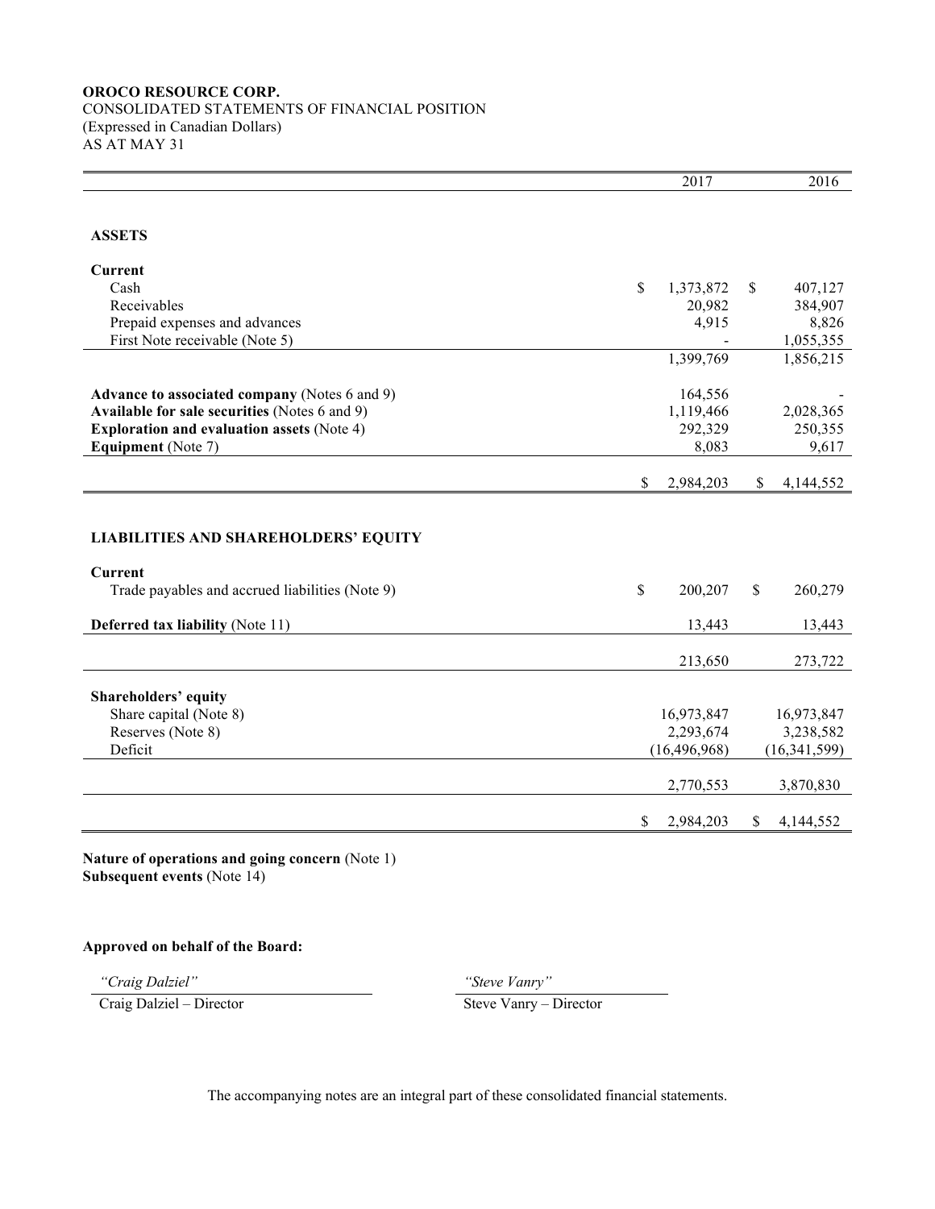**OROCO RESOURCE CORP.**
CONSOLIDATED STATEMENTS OF FINANCIAL POSITION
(Expressed in Canadian Dollars)
AS AT MAY 31

| | 2017 | 2016 |
|---|---:|---:|
| **ASSETS** | | |
| **Current** | | |
| Cash | $ 1,373,872 | $ 407,127 |
| Receivables | 20,982 | 384,907 |
| Prepaid expenses and advances | 4,915 | 8,826 |
| First Note receivable (Note 5) | - | 1,055,355 |
| | 1,399,769 | 1,856,215 |
| **Advance to associated company** (Notes 6 and 9) | 164,556 | - |
| **Available for sale securities** (Notes 6 and 9) | 1,119,466 | 2,028,365 |
| **Exploration and evaluation assets** (Note 4) | 292,329 | 250,355 |
| **Equipment** (Note 7) | 8,083 | 9,617 |
| | $ 2,984,203 | $ 4,144,552 |
| **LIABILITIES AND SHAREHOLDERS' EQUITY** | | |
| **Current** | | |
| Trade payables and accrued liabilities (Note 9) | $ 200,207 | $ 260,279 |
| **Deferred tax liability** (Note 11) | 13,443 | 13,443 |
| | 213,650 | 273,722 |
| **Shareholders' equity** | | |
| Share capital (Note 8) | 16,973,847 | 16,973,847 |
| Reserves (Note 8) | 2,293,674 | 3,238,582 |
| Deficit | (16,496,968) | (16,341,599) |
| | 2,770,553 | 3,870,830 |
| | $ 2,984,203 | $ 4,144,552 |

**Nature of operations and going concern** (Note 1)
**Subsequent events** (Note 14)

**Approved on behalf of the Board:**

*"Craig Dalziel"*
Craig Dalziel – Director

*"Steve Vanry"*
Steve Vanry – Director

The accompanying notes are an integral part of these consolidated financial statements.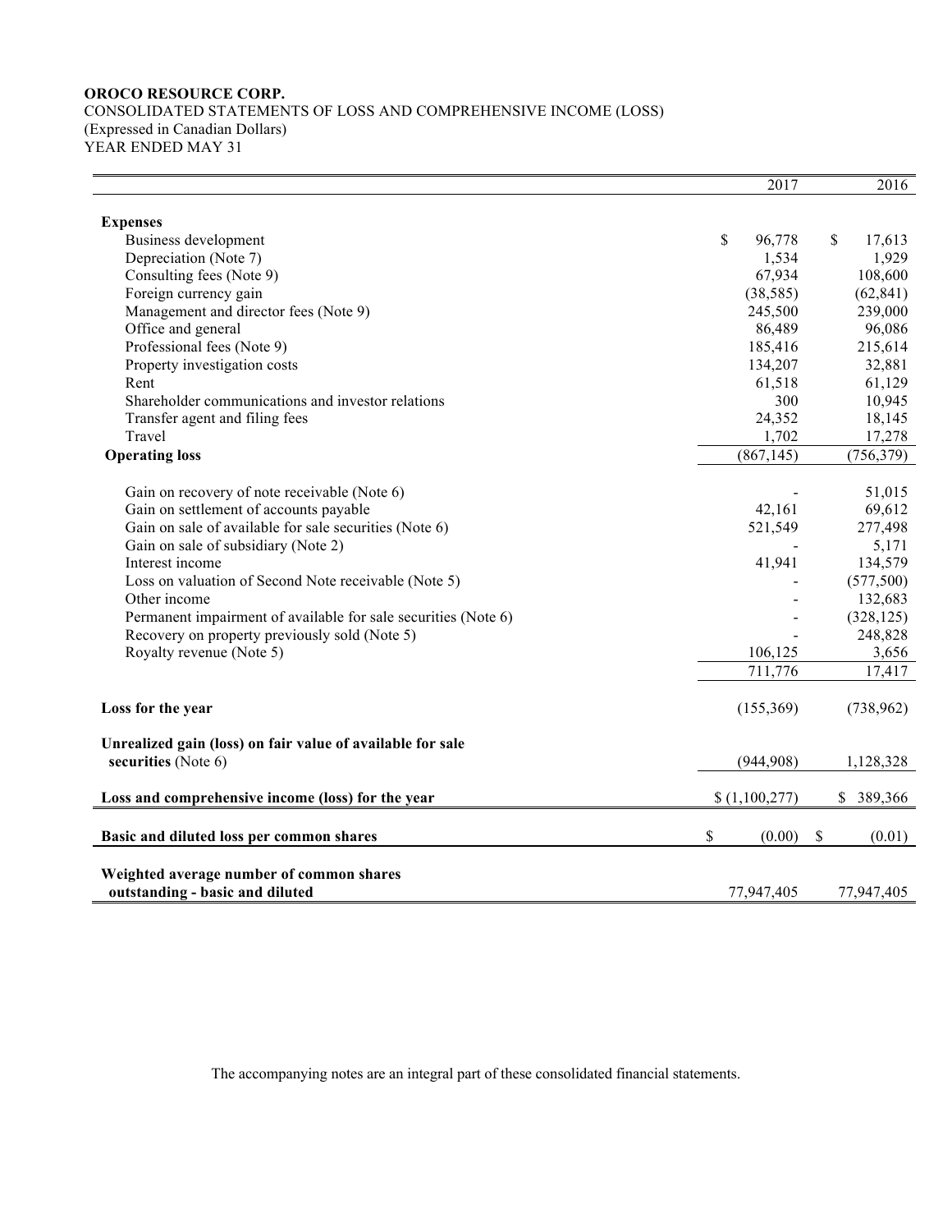**OROCO RESOURCE CORP.**
CONSOLIDATED STATEMENTS OF LOSS AND COMPREHENSIVE INCOME (LOSS)
(Expressed in Canadian Dollars)
YEAR ENDED MAY 31

| | 2017 | 2016 |
|---|---|---|
| **Expenses** | | |
| Business development | $ 96,778 | $ 17,613 |
| Depreciation (Note 7) | 1,534 | 1,929 |
| Consulting fees (Note 9) | 67,934 | 108,600 |
| Foreign currency gain | (38,585) | (62,841) |
| Management and director fees (Note 9) | 245,500 | 239,000 |
| Office and general | 86,489 | 96,086 |
| Professional fees (Note 9) | 185,416 | 215,614 |
| Property investigation costs | 134,207 | 32,881 |
| Rent | 61,518 | 61,129 |
| Shareholder communications and investor relations | 300 | 10,945 |
| Transfer agent and filing fees | 24,352 | 18,145 |
| Travel | 1,702 | 17,278 |
| **Operating loss** | (867,145) | (756,379) |
| | | |
| Gain on recovery of note receivable (Note 6) | - | 51,015 |
| Gain on settlement of accounts payable | 42,161 | 69,612 |
| Gain on sale of available for sale securities (Note 6) | 521,549 | 277,498 |
| Gain on sale of subsidiary (Note 2) | - | 5,171 |
| Interest income | 41,941 | 134,579 |
| Loss on valuation of Second Note receivable (Note 5) | - | (577,500) |
| Other income | - | 132,683 |
| Permanent impairment of available for sale securities (Note 6) | - | (328,125) |
| Recovery on property previously sold (Note 5) | - | 248,828 |
| Royalty revenue (Note 5) | 106,125 | 3,656 |
| | 711,776 | 17,417 |
| | | |
| **Loss for the year** | (155,369) | (738,962) |
| | | |
| **Unrealized gain (loss) on fair value of available for sale securities** (Note 6) | (944,908) | 1,128,328 |
| | | |
| **Loss and comprehensive income (loss) for the year** | $ (1,100,277) | $ 389,366 |
| | | |
| **Basic and diluted loss per common shares** | $ (0.00) | $ (0.01) |
| | | |
| **Weighted average number of common shares outstanding - basic and diluted** | 77,947,405 | 77,947,405 |

The accompanying notes are an integral part of these consolidated financial statements.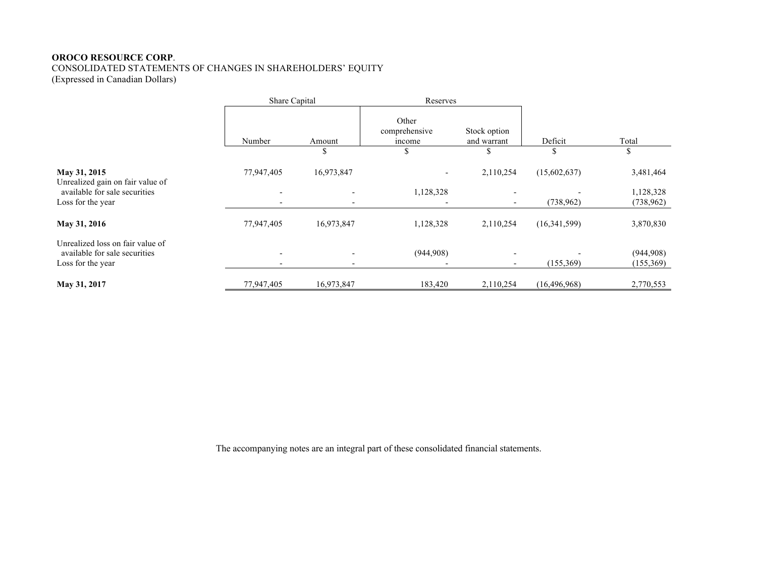**OROCO RESOURCE CORP**.
CONSOLIDATED STATEMENTS OF CHANGES IN SHAREHOLDERS' EQUITY
(Expressed in Canadian Dollars)

| | Share Capital | | Reserves | | | |
|---|---|---|---|---|---|---|
| | Number | Amount | Other comprehensive income | Stock option and warrant | Deficit | Total |
| | | $ | $ | $ | $ | $ |
| **May 31, 2015** | 77,947,405 | 16,973,847 | - | 2,110,254 | (15,602,637) | 3,481,464 |
| Unrealized gain on fair value of available for sale securities | - | - | 1,128,328 | - | - | 1,128,328 |
| Loss for the year | - | - | - | - | (738,962) | (738,962) |
| **May 31, 2016** | 77,947,405 | 16,973,847 | 1,128,328 | 2,110,254 | (16,341,599) | 3,870,830 |
| Unrealized loss on fair value of available for sale securities | - | - | (944,908) | - | - | (944,908) |
| Loss for the year | - | - | - | - | (155,369) | (155,369) |
| **May 31, 2017** | 77,947,405 | 16,973,847 | 183,420 | 2,110,254 | (16,496,968) | 2,770,553 |

The accompanying notes are an integral part of these consolidated financial statements.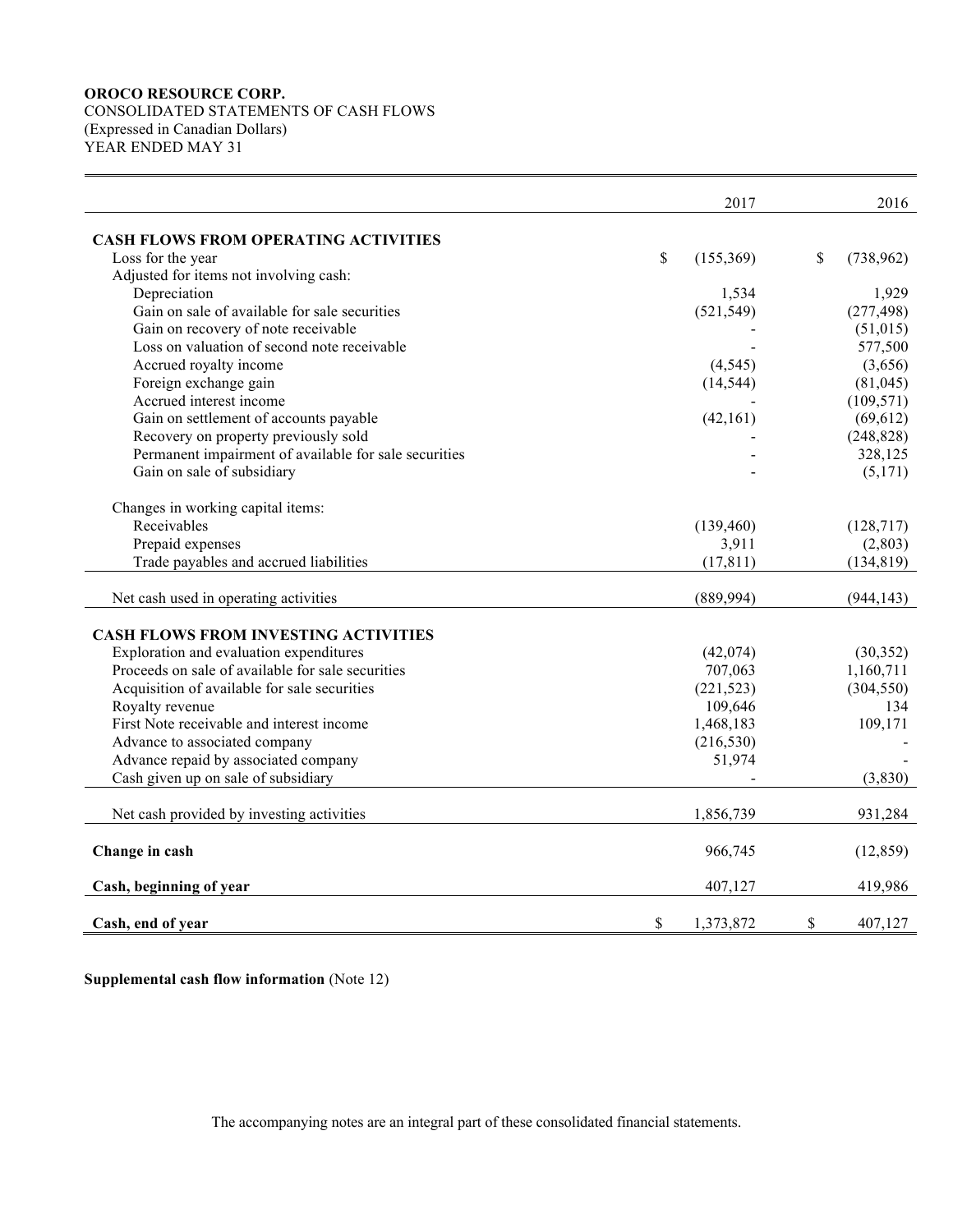**OROCO RESOURCE CORP.**
CONSOLIDATED STATEMENTS OF CASH FLOWS
(Expressed in Canadian Dollars)
YEAR ENDED MAY 31

| | 2017 | 2016 |
|---|---:|---:|
| **CASH FLOWS FROM OPERATING ACTIVITIES** | | |
| Loss for the year | $ (155,369) | $ (738,962) |
| Adjusted for items not involving cash: | | |
| Depreciation | 1,534 | 1,929 |
| Gain on sale of available for sale securities | (521,549) | (277,498) |
| Gain on recovery of note receivable | - | (51,015) |
| Loss on valuation of second note receivable | - | 577,500 |
| Accrued royalty income | (4,545) | (3,656) |
| Foreign exchange gain | (14,544) | (81,045) |
| Accrued interest income | - | (109,571) |
| Gain on settlement of accounts payable | (42,161) | (69,612) |
| Recovery on property previously sold | - | (248,828) |
| Permanent impairment of available for sale securities | - | 328,125 |
| Gain on sale of subsidiary | - | (5,171) |
| Changes in working capital items: | | |
| Receivables | (139,460) | (128,717) |
| Prepaid expenses | 3,911 | (2,803) |
| Trade payables and accrued liabilities | (17,811) | (134,819) |
| Net cash used in operating activities | (889,994) | (944,143) |
| **CASH FLOWS FROM INVESTING ACTIVITIES** | | |
| Exploration and evaluation expenditures | (42,074) | (30,352) |
| Proceeds on sale of available for sale securities | 707,063 | 1,160,711 |
| Acquisition of available for sale securities | (221,523) | (304,550) |
| Royalty revenue | 109,646 | 134 |
| First Note receivable and interest income | 1,468,183 | 109,171 |
| Advance to associated company | (216,530) | - |
| Advance repaid by associated company | 51,974 | - |
| Cash given up on sale of subsidiary | - | (3,830) |
| Net cash provided by investing activities | 1,856,739 | 931,284 |
| **Change in cash** | 966,745 | (12,859) |
| **Cash, beginning of year** | 407,127 | 419,986 |
| **Cash, end of year** | $ 1,373,872 | $ 407,127 |

**Supplemental cash flow information** (Note 12)

The accompanying notes are an integral part of these consolidated financial statements.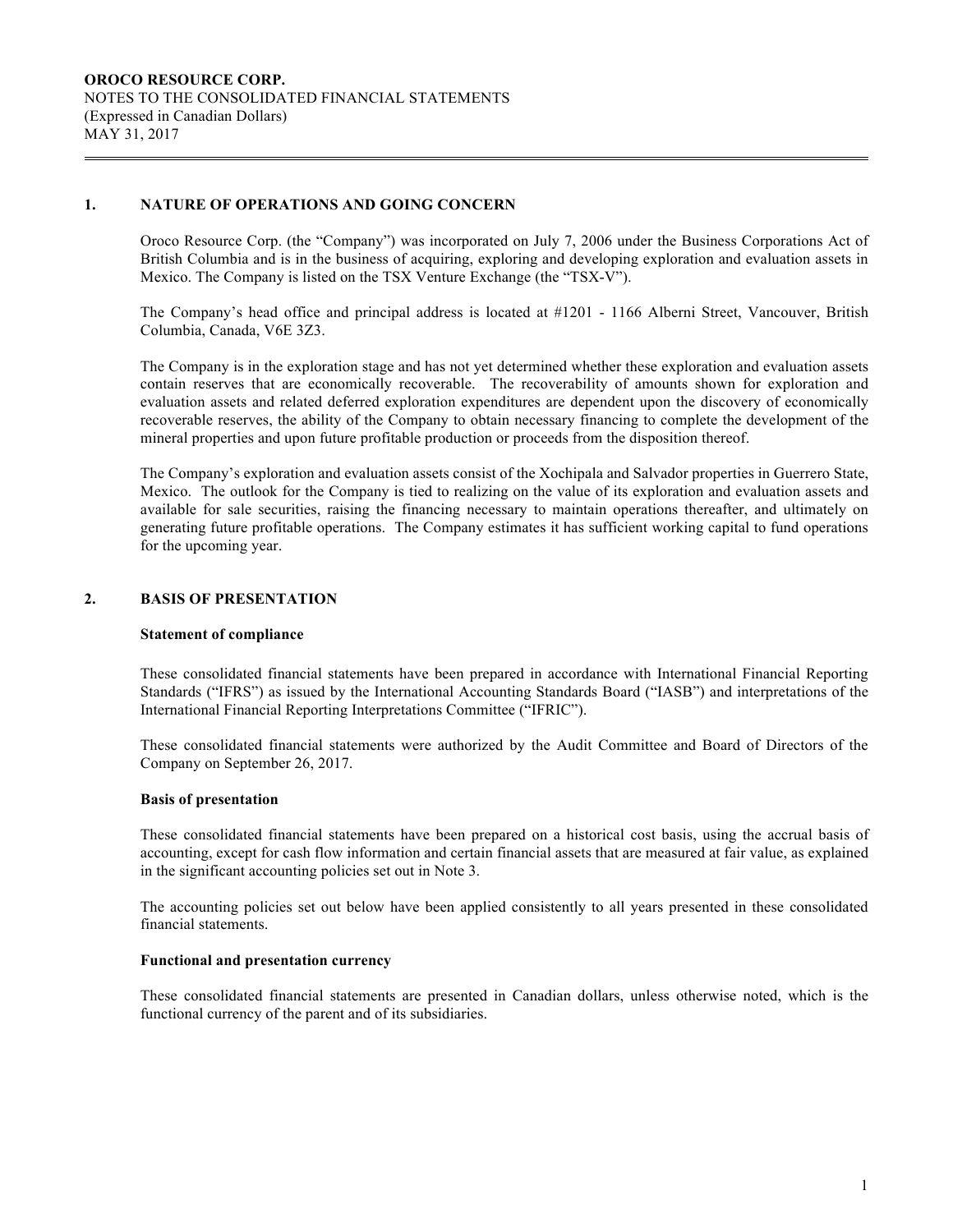**OROCO RESOURCE CORP.**
NOTES TO THE CONSOLIDATED FINANCIAL STATEMENTS
(Expressed in Canadian Dollars)
MAY 31, 2017

## 1. NATURE OF OPERATIONS AND GOING CONCERN

Oroco Resource Corp. (the "Company") was incorporated on July 7, 2006 under the Business Corporations Act of British Columbia and is in the business of acquiring, exploring and developing exploration and evaluation assets in Mexico. The Company is listed on the TSX Venture Exchange (the "TSX-V").

The Company's head office and principal address is located at #1201 - 1166 Alberni Street, Vancouver, British Columbia, Canada, V6E 3Z3.

The Company is in the exploration stage and has not yet determined whether these exploration and evaluation assets contain reserves that are economically recoverable. The recoverability of amounts shown for exploration and evaluation assets and related deferred exploration expenditures are dependent upon the discovery of economically recoverable reserves, the ability of the Company to obtain necessary financing to complete the development of the mineral properties and upon future profitable production or proceeds from the disposition thereof.

The Company's exploration and evaluation assets consist of the Xochipala and Salvador properties in Guerrero State, Mexico. The outlook for the Company is tied to realizing on the value of its exploration and evaluation assets and available for sale securities, raising the financing necessary to maintain operations thereafter, and ultimately on generating future profitable operations. The Company estimates it has sufficient working capital to fund operations for the upcoming year.

## 2. BASIS OF PRESENTATION

### Statement of compliance

These consolidated financial statements have been prepared in accordance with International Financial Reporting Standards ("IFRS") as issued by the International Accounting Standards Board ("IASB") and interpretations of the International Financial Reporting Interpretations Committee ("IFRIC").

These consolidated financial statements were authorized by the Audit Committee and Board of Directors of the Company on September 26, 2017.

### Basis of presentation

These consolidated financial statements have been prepared on a historical cost basis, using the accrual basis of accounting, except for cash flow information and certain financial assets that are measured at fair value, as explained in the significant accounting policies set out in Note 3.

The accounting policies set out below have been applied consistently to all years presented in these consolidated financial statements.

### Functional and presentation currency

These consolidated financial statements are presented in Canadian dollars, unless otherwise noted, which is the functional currency of the parent and of its subsidiaries.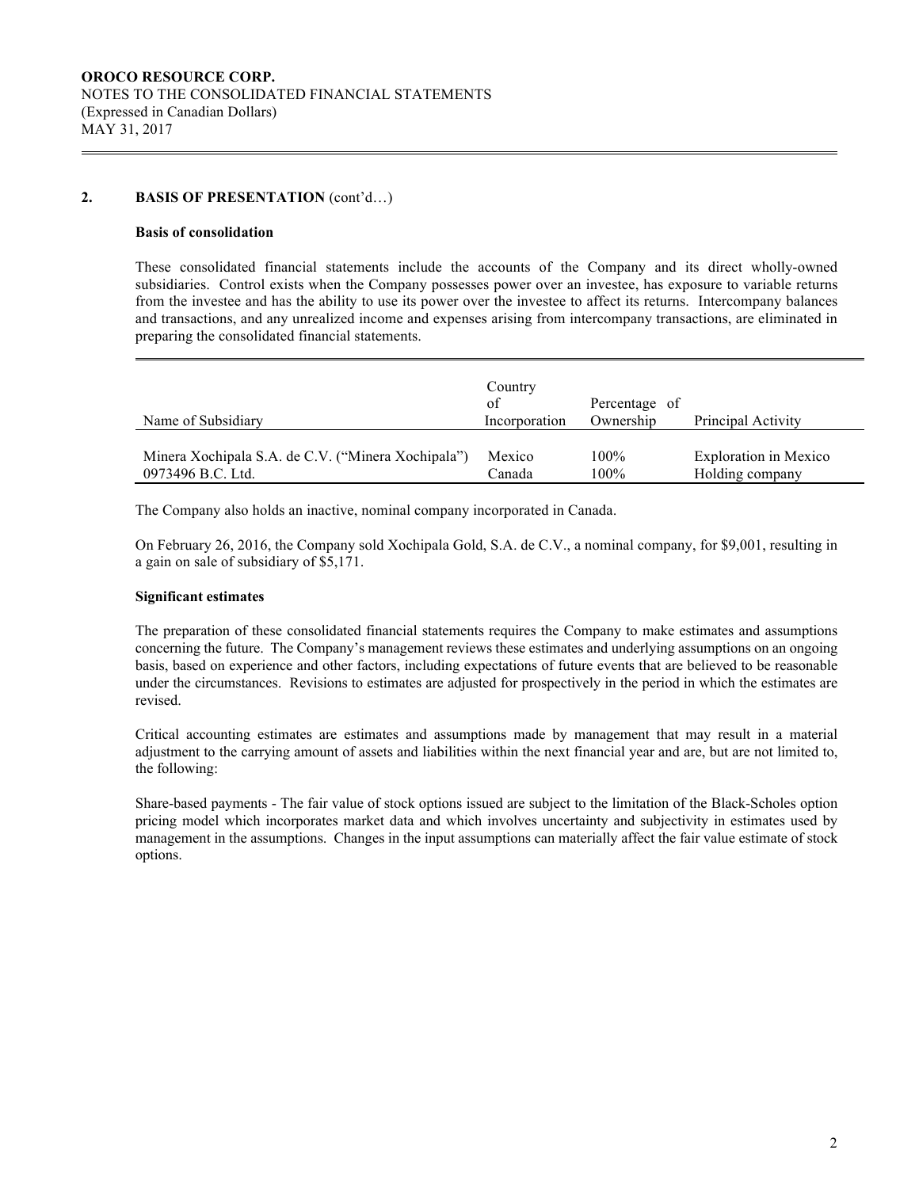## 2. BASIS OF PRESENTATION (cont'd…)

### Basis of consolidation

These consolidated financial statements include the accounts of the Company and its direct wholly-owned subsidiaries. Control exists when the Company possesses power over an investee, has exposure to variable returns from the investee and has the ability to use its power over the investee to affect its returns. Intercompany balances and transactions, and any unrealized income and expenses arising from intercompany transactions, are eliminated in preparing the consolidated financial statements.

| Name of Subsidiary | Country of Incorporation | Percentage of Ownership | Principal Activity |
|---|---|---|---|
| Minera Xochipala S.A. de C.V. ("Minera Xochipala") | Mexico | 100% | Exploration in Mexico |
| 0973496 B.C. Ltd. | Canada | 100% | Holding company |

The Company also holds an inactive, nominal company incorporated in Canada.

On February 26, 2016, the Company sold Xochipala Gold, S.A. de C.V., a nominal company, for $9,001, resulting in a gain on sale of subsidiary of $5,171.

### Significant estimates

The preparation of these consolidated financial statements requires the Company to make estimates and assumptions concerning the future. The Company's management reviews these estimates and underlying assumptions on an ongoing basis, based on experience and other factors, including expectations of future events that are believed to be reasonable under the circumstances. Revisions to estimates are adjusted for prospectively in the period in which the estimates are revised.

Critical accounting estimates are estimates and assumptions made by management that may result in a material adjustment to the carrying amount of assets and liabilities within the next financial year and are, but are not limited to, the following:

Share-based payments - The fair value of stock options issued are subject to the limitation of the Black-Scholes option pricing model which incorporates market data and which involves uncertainty and subjectivity in estimates used by management in the assumptions. Changes in the input assumptions can materially affect the fair value estimate of stock options.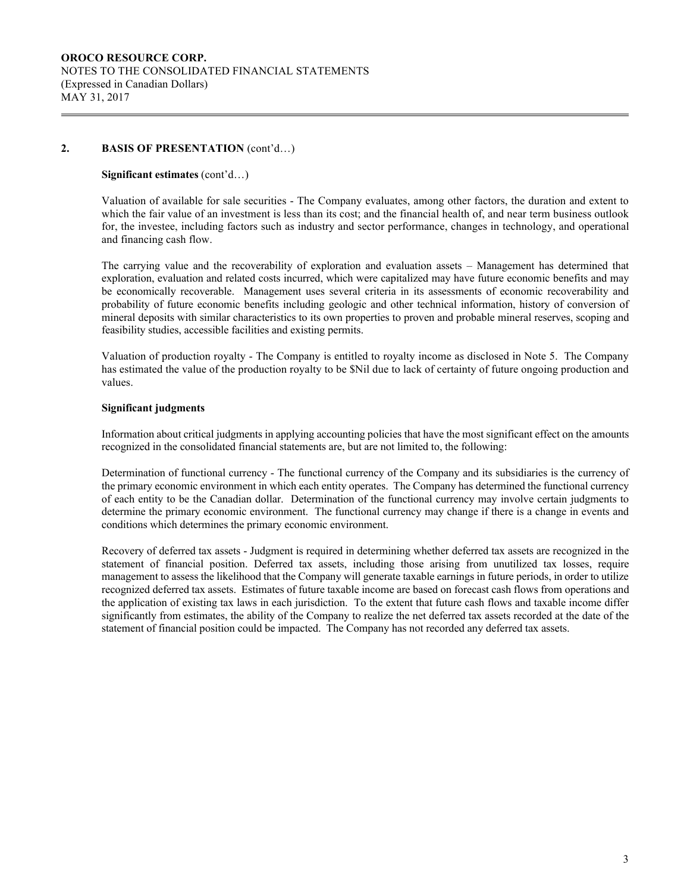## 2. BASIS OF PRESENTATION (cont'd…)

**Significant estimates** (cont'd…)

Valuation of available for sale securities - The Company evaluates, among other factors, the duration and extent to which the fair value of an investment is less than its cost; and the financial health of, and near term business outlook for, the investee, including factors such as industry and sector performance, changes in technology, and operational and financing cash flow.

The carrying value and the recoverability of exploration and evaluation assets – Management has determined that exploration, evaluation and related costs incurred, which were capitalized may have future economic benefits and may be economically recoverable. Management uses several criteria in its assessments of economic recoverability and probability of future economic benefits including geologic and other technical information, history of conversion of mineral deposits with similar characteristics to its own properties to proven and probable mineral reserves, scoping and feasibility studies, accessible facilities and existing permits.

Valuation of production royalty - The Company is entitled to royalty income as disclosed in Note 5. The Company has estimated the value of the production royalty to be $Nil due to lack of certainty of future ongoing production and values.

**Significant judgments**

Information about critical judgments in applying accounting policies that have the most significant effect on the amounts recognized in the consolidated financial statements are, but are not limited to, the following:

Determination of functional currency - The functional currency of the Company and its subsidiaries is the currency of the primary economic environment in which each entity operates. The Company has determined the functional currency of each entity to be the Canadian dollar. Determination of the functional currency may involve certain judgments to determine the primary economic environment. The functional currency may change if there is a change in events and conditions which determines the primary economic environment.

Recovery of deferred tax assets - Judgment is required in determining whether deferred tax assets are recognized in the statement of financial position. Deferred tax assets, including those arising from unutilized tax losses, require management to assess the likelihood that the Company will generate taxable earnings in future periods, in order to utilize recognized deferred tax assets. Estimates of future taxable income are based on forecast cash flows from operations and the application of existing tax laws in each jurisdiction. To the extent that future cash flows and taxable income differ significantly from estimates, the ability of the Company to realize the net deferred tax assets recorded at the date of the statement of financial position could be impacted. The Company has not recorded any deferred tax assets.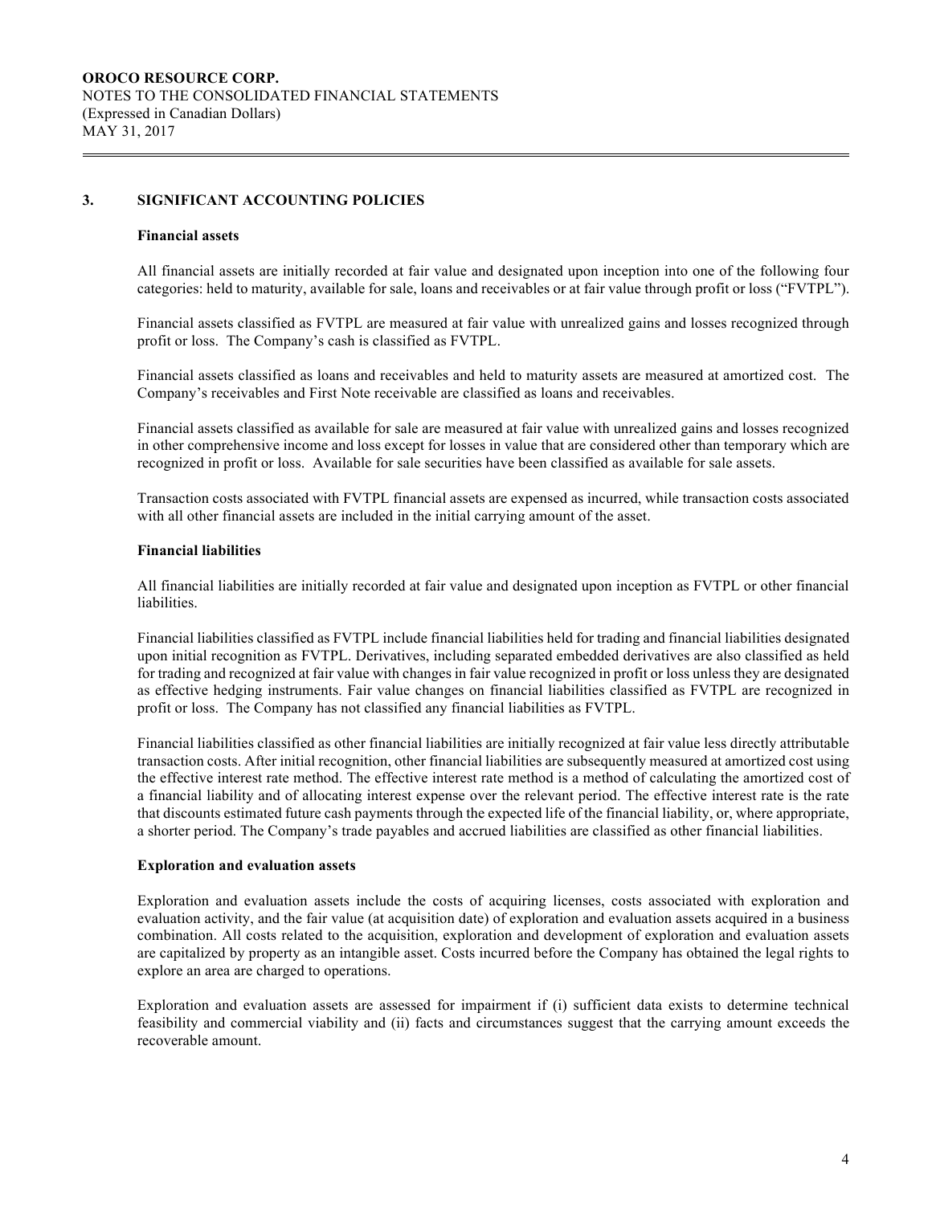## 3. SIGNIFICANT ACCOUNTING POLICIES

### Financial assets

All financial assets are initially recorded at fair value and designated upon inception into one of the following four categories: held to maturity, available for sale, loans and receivables or at fair value through profit or loss ("FVTPL").

Financial assets classified as FVTPL are measured at fair value with unrealized gains and losses recognized through profit or loss. The Company's cash is classified as FVTPL.

Financial assets classified as loans and receivables and held to maturity assets are measured at amortized cost. The Company's receivables and First Note receivable are classified as loans and receivables.

Financial assets classified as available for sale are measured at fair value with unrealized gains and losses recognized in other comprehensive income and loss except for losses in value that are considered other than temporary which are recognized in profit or loss. Available for sale securities have been classified as available for sale assets.

Transaction costs associated with FVTPL financial assets are expensed as incurred, while transaction costs associated with all other financial assets are included in the initial carrying amount of the asset.

### Financial liabilities

All financial liabilities are initially recorded at fair value and designated upon inception as FVTPL or other financial liabilities.

Financial liabilities classified as FVTPL include financial liabilities held for trading and financial liabilities designated upon initial recognition as FVTPL. Derivatives, including separated embedded derivatives are also classified as held for trading and recognized at fair value with changes in fair value recognized in profit or loss unless they are designated as effective hedging instruments. Fair value changes on financial liabilities classified as FVTPL are recognized in profit or loss. The Company has not classified any financial liabilities as FVTPL.

Financial liabilities classified as other financial liabilities are initially recognized at fair value less directly attributable transaction costs. After initial recognition, other financial liabilities are subsequently measured at amortized cost using the effective interest rate method. The effective interest rate method is a method of calculating the amortized cost of a financial liability and of allocating interest expense over the relevant period. The effective interest rate is the rate that discounts estimated future cash payments through the expected life of the financial liability, or, where appropriate, a shorter period. The Company's trade payables and accrued liabilities are classified as other financial liabilities.

### Exploration and evaluation assets

Exploration and evaluation assets include the costs of acquiring licenses, costs associated with exploration and evaluation activity, and the fair value (at acquisition date) of exploration and evaluation assets acquired in a business combination. All costs related to the acquisition, exploration and development of exploration and evaluation assets are capitalized by property as an intangible asset. Costs incurred before the Company has obtained the legal rights to explore an area are charged to operations.

Exploration and evaluation assets are assessed for impairment if (i) sufficient data exists to determine technical feasibility and commercial viability and (ii) facts and circumstances suggest that the carrying amount exceeds the recoverable amount.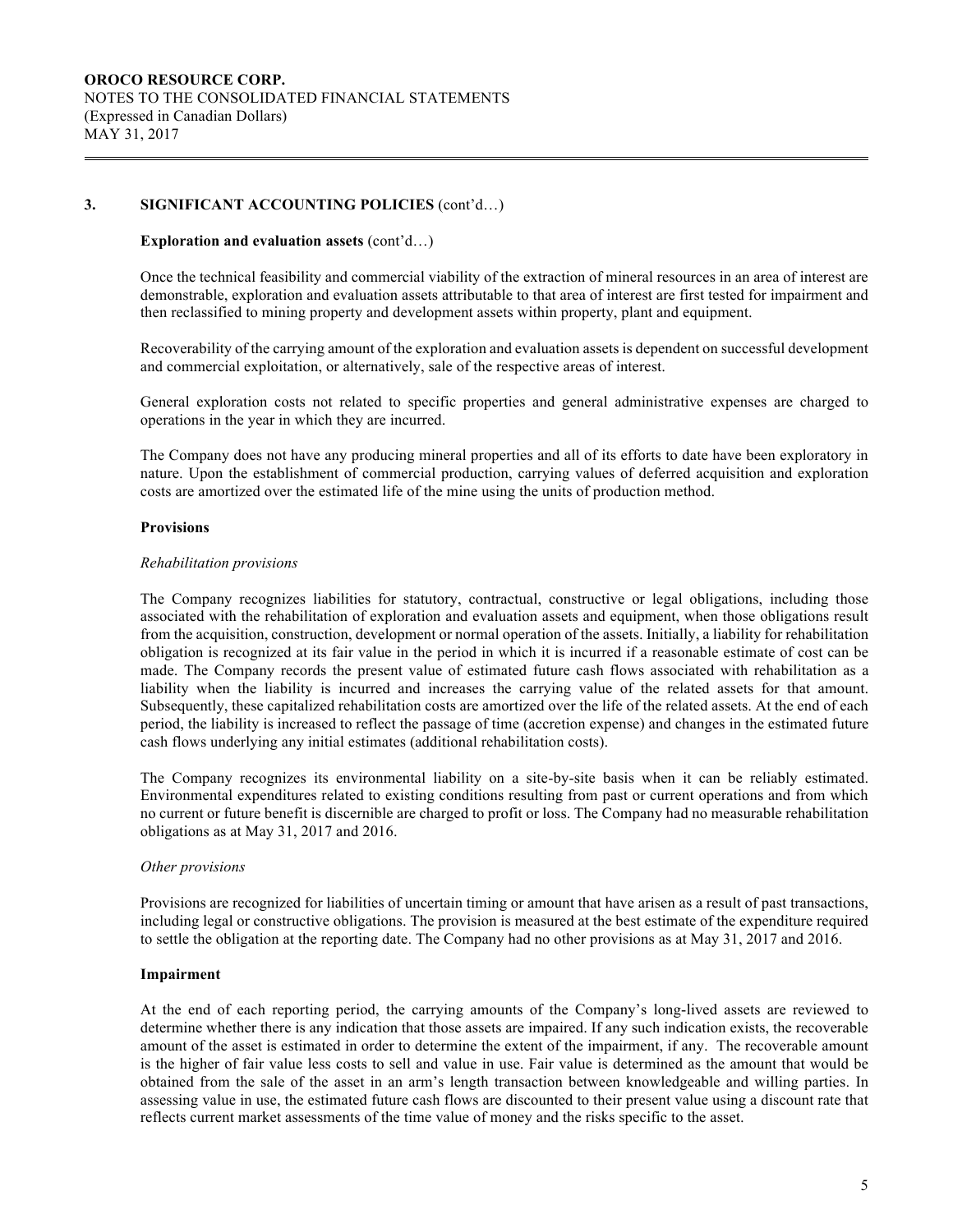## 3. SIGNIFICANT ACCOUNTING POLICIES (cont'd…)

**Exploration and evaluation assets** (cont'd…)

Once the technical feasibility and commercial viability of the extraction of mineral resources in an area of interest are demonstrable, exploration and evaluation assets attributable to that area of interest are first tested for impairment and then reclassified to mining property and development assets within property, plant and equipment.

Recoverability of the carrying amount of the exploration and evaluation assets is dependent on successful development and commercial exploitation, or alternatively, sale of the respective areas of interest.

General exploration costs not related to specific properties and general administrative expenses are charged to operations in the year in which they are incurred.

The Company does not have any producing mineral properties and all of its efforts to date have been exploratory in nature. Upon the establishment of commercial production, carrying values of deferred acquisition and exploration costs are amortized over the estimated life of the mine using the units of production method.

**Provisions**

*Rehabilitation provisions*

The Company recognizes liabilities for statutory, contractual, constructive or legal obligations, including those associated with the rehabilitation of exploration and evaluation assets and equipment, when those obligations result from the acquisition, construction, development or normal operation of the assets. Initially, a liability for rehabilitation obligation is recognized at its fair value in the period in which it is incurred if a reasonable estimate of cost can be made. The Company records the present value of estimated future cash flows associated with rehabilitation as a liability when the liability is incurred and increases the carrying value of the related assets for that amount. Subsequently, these capitalized rehabilitation costs are amortized over the life of the related assets. At the end of each period, the liability is increased to reflect the passage of time (accretion expense) and changes in the estimated future cash flows underlying any initial estimates (additional rehabilitation costs).

The Company recognizes its environmental liability on a site-by-site basis when it can be reliably estimated. Environmental expenditures related to existing conditions resulting from past or current operations and from which no current or future benefit is discernible are charged to profit or loss. The Company had no measurable rehabilitation obligations as at May 31, 2017 and 2016.

*Other provisions*

Provisions are recognized for liabilities of uncertain timing or amount that have arisen as a result of past transactions, including legal or constructive obligations. The provision is measured at the best estimate of the expenditure required to settle the obligation at the reporting date. The Company had no other provisions as at May 31, 2017 and 2016.

**Impairment**

At the end of each reporting period, the carrying amounts of the Company's long-lived assets are reviewed to determine whether there is any indication that those assets are impaired. If any such indication exists, the recoverable amount of the asset is estimated in order to determine the extent of the impairment, if any. The recoverable amount is the higher of fair value less costs to sell and value in use. Fair value is determined as the amount that would be obtained from the sale of the asset in an arm's length transaction between knowledgeable and willing parties. In assessing value in use, the estimated future cash flows are discounted to their present value using a discount rate that reflects current market assessments of the time value of money and the risks specific to the asset.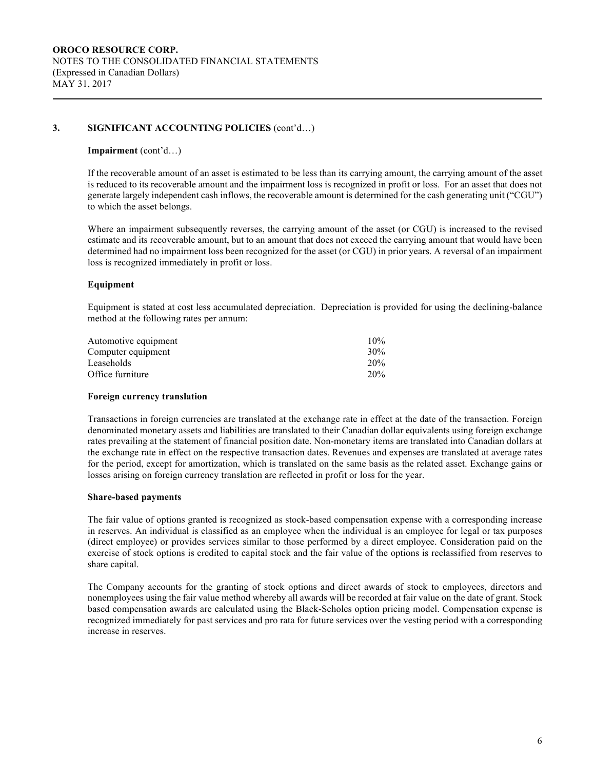## 3. SIGNIFICANT ACCOUNTING POLICIES (cont'd…)

**Impairment** (cont'd…)

If the recoverable amount of an asset is estimated to be less than its carrying amount, the carrying amount of the asset is reduced to its recoverable amount and the impairment loss is recognized in profit or loss. For an asset that does not generate largely independent cash inflows, the recoverable amount is determined for the cash generating unit ("CGU") to which the asset belongs.

Where an impairment subsequently reverses, the carrying amount of the asset (or CGU) is increased to the revised estimate and its recoverable amount, but to an amount that does not exceed the carrying amount that would have been determined had no impairment loss been recognized for the asset (or CGU) in prior years. A reversal of an impairment loss is recognized immediately in profit or loss.

**Equipment**

Equipment is stated at cost less accumulated depreciation. Depreciation is provided for using the declining-balance method at the following rates per annum:

| | |
|---|---|
| Automotive equipment | 10% |
| Computer equipment | 30% |
| Leaseholds | 20% |
| Office furniture | 20% |

**Foreign currency translation**

Transactions in foreign currencies are translated at the exchange rate in effect at the date of the transaction. Foreign denominated monetary assets and liabilities are translated to their Canadian dollar equivalents using foreign exchange rates prevailing at the statement of financial position date. Non-monetary items are translated into Canadian dollars at the exchange rate in effect on the respective transaction dates. Revenues and expenses are translated at average rates for the period, except for amortization, which is translated on the same basis as the related asset. Exchange gains or losses arising on foreign currency translation are reflected in profit or loss for the year.

**Share-based payments**

The fair value of options granted is recognized as stock-based compensation expense with a corresponding increase in reserves. An individual is classified as an employee when the individual is an employee for legal or tax purposes (direct employee) or provides services similar to those performed by a direct employee. Consideration paid on the exercise of stock options is credited to capital stock and the fair value of the options is reclassified from reserves to share capital.

The Company accounts for the granting of stock options and direct awards of stock to employees, directors and nonemployees using the fair value method whereby all awards will be recorded at fair value on the date of grant. Stock based compensation awards are calculated using the Black-Scholes option pricing model. Compensation expense is recognized immediately for past services and pro rata for future services over the vesting period with a corresponding increase in reserves.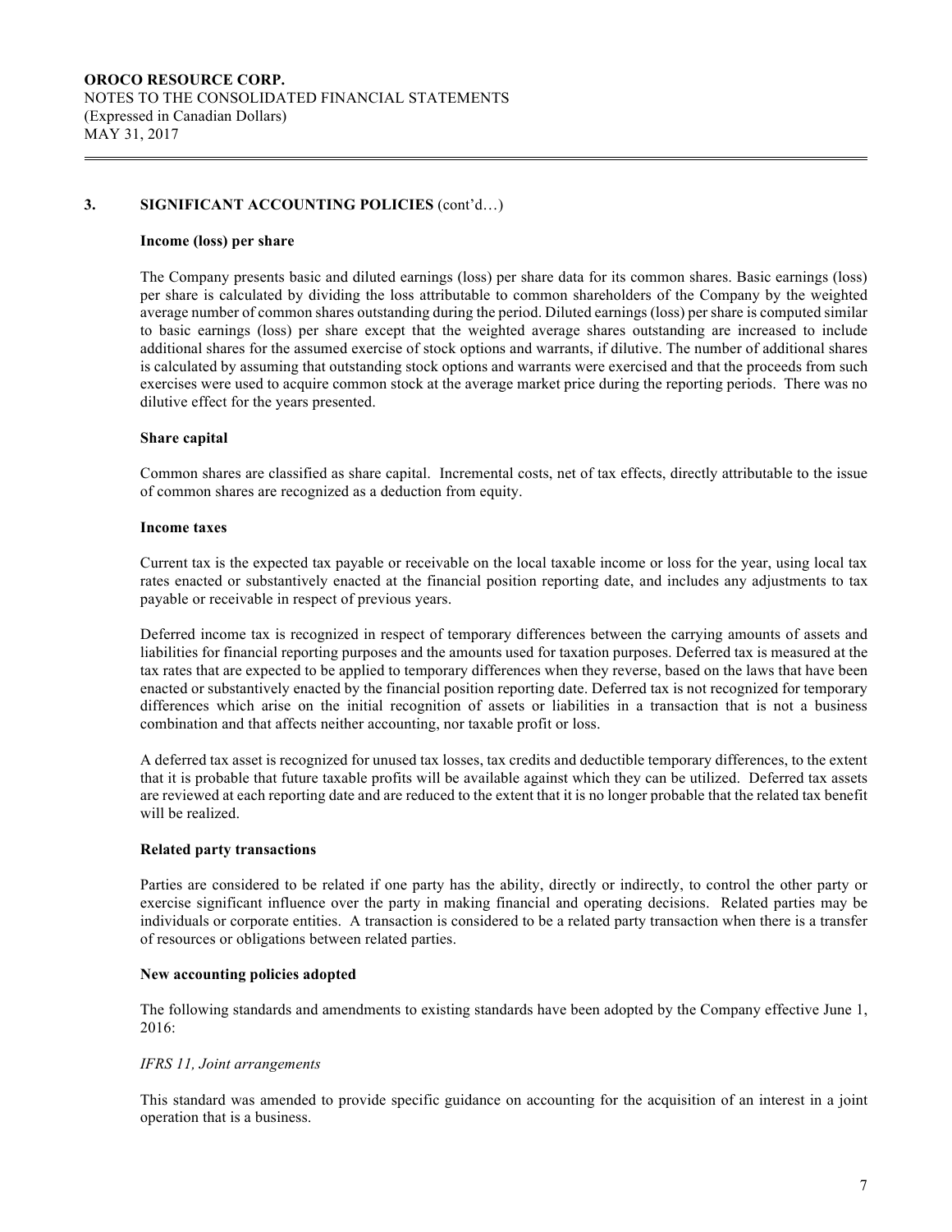## 3. SIGNIFICANT ACCOUNTING POLICIES (cont'd…)

**Income (loss) per share**

The Company presents basic and diluted earnings (loss) per share data for its common shares. Basic earnings (loss) per share is calculated by dividing the loss attributable to common shareholders of the Company by the weighted average number of common shares outstanding during the period. Diluted earnings (loss) per share is computed similar to basic earnings (loss) per share except that the weighted average shares outstanding are increased to include additional shares for the assumed exercise of stock options and warrants, if dilutive. The number of additional shares is calculated by assuming that outstanding stock options and warrants were exercised and that the proceeds from such exercises were used to acquire common stock at the average market price during the reporting periods. There was no dilutive effect for the years presented.

**Share capital**

Common shares are classified as share capital. Incremental costs, net of tax effects, directly attributable to the issue of common shares are recognized as a deduction from equity.

**Income taxes**

Current tax is the expected tax payable or receivable on the local taxable income or loss for the year, using local tax rates enacted or substantively enacted at the financial position reporting date, and includes any adjustments to tax payable or receivable in respect of previous years.

Deferred income tax is recognized in respect of temporary differences between the carrying amounts of assets and liabilities for financial reporting purposes and the amounts used for taxation purposes. Deferred tax is measured at the tax rates that are expected to be applied to temporary differences when they reverse, based on the laws that have been enacted or substantively enacted by the financial position reporting date. Deferred tax is not recognized for temporary differences which arise on the initial recognition of assets or liabilities in a transaction that is not a business combination and that affects neither accounting, nor taxable profit or loss.

A deferred tax asset is recognized for unused tax losses, tax credits and deductible temporary differences, to the extent that it is probable that future taxable profits will be available against which they can be utilized. Deferred tax assets are reviewed at each reporting date and are reduced to the extent that it is no longer probable that the related tax benefit will be realized.

**Related party transactions**

Parties are considered to be related if one party has the ability, directly or indirectly, to control the other party or exercise significant influence over the party in making financial and operating decisions. Related parties may be individuals or corporate entities. A transaction is considered to be a related party transaction when there is a transfer of resources or obligations between related parties.

**New accounting policies adopted**

The following standards and amendments to existing standards have been adopted by the Company effective June 1, 2016:

*IFRS 11, Joint arrangements*

This standard was amended to provide specific guidance on accounting for the acquisition of an interest in a joint operation that is a business.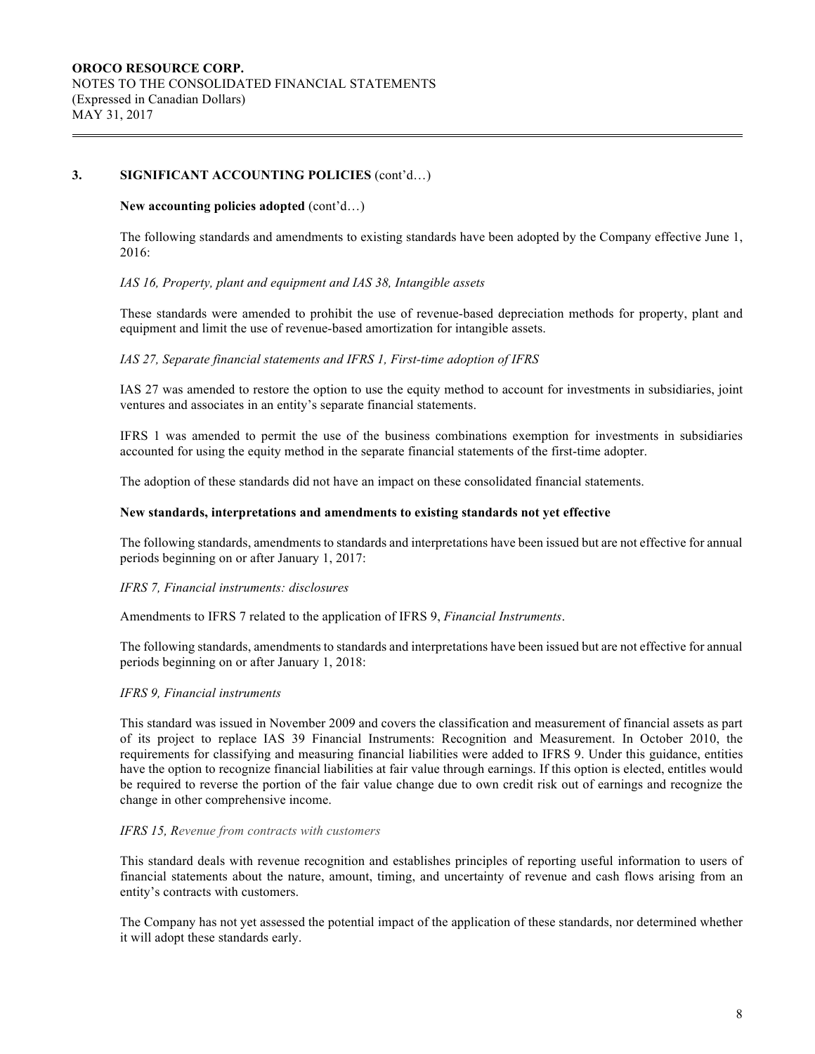## 3. SIGNIFICANT ACCOUNTING POLICIES (cont'd…)

**New accounting policies adopted** (cont'd…)

The following standards and amendments to existing standards have been adopted by the Company effective June 1, 2016:

*IAS 16, Property, plant and equipment and IAS 38, Intangible assets*

These standards were amended to prohibit the use of revenue-based depreciation methods for property, plant and equipment and limit the use of revenue-based amortization for intangible assets.

*IAS 27, Separate financial statements and IFRS 1, First-time adoption of IFRS*

IAS 27 was amended to restore the option to use the equity method to account for investments in subsidiaries, joint ventures and associates in an entity's separate financial statements.

IFRS 1 was amended to permit the use of the business combinations exemption for investments in subsidiaries accounted for using the equity method in the separate financial statements of the first-time adopter.

The adoption of these standards did not have an impact on these consolidated financial statements.

**New standards, interpretations and amendments to existing standards not yet effective**

The following standards, amendments to standards and interpretations have been issued but are not effective for annual periods beginning on or after January 1, 2017:

*IFRS 7, Financial instruments: disclosures*

Amendments to IFRS 7 related to the application of IFRS 9, *Financial Instruments*.

The following standards, amendments to standards and interpretations have been issued but are not effective for annual periods beginning on or after January 1, 2018:

*IFRS 9, Financial instruments*

This standard was issued in November 2009 and covers the classification and measurement of financial assets as part of its project to replace IAS 39 Financial Instruments: Recognition and Measurement. In October 2010, the requirements for classifying and measuring financial liabilities were added to IFRS 9. Under this guidance, entities have the option to recognize financial liabilities at fair value through earnings. If this option is elected, entitles would be required to reverse the portion of the fair value change due to own credit risk out of earnings and recognize the change in other comprehensive income.

*IFRS 15, Revenue from contracts with customers*

This standard deals with revenue recognition and establishes principles of reporting useful information to users of financial statements about the nature, amount, timing, and uncertainty of revenue and cash flows arising from an entity's contracts with customers.

The Company has not yet assessed the potential impact of the application of these standards, nor determined whether it will adopt these standards early.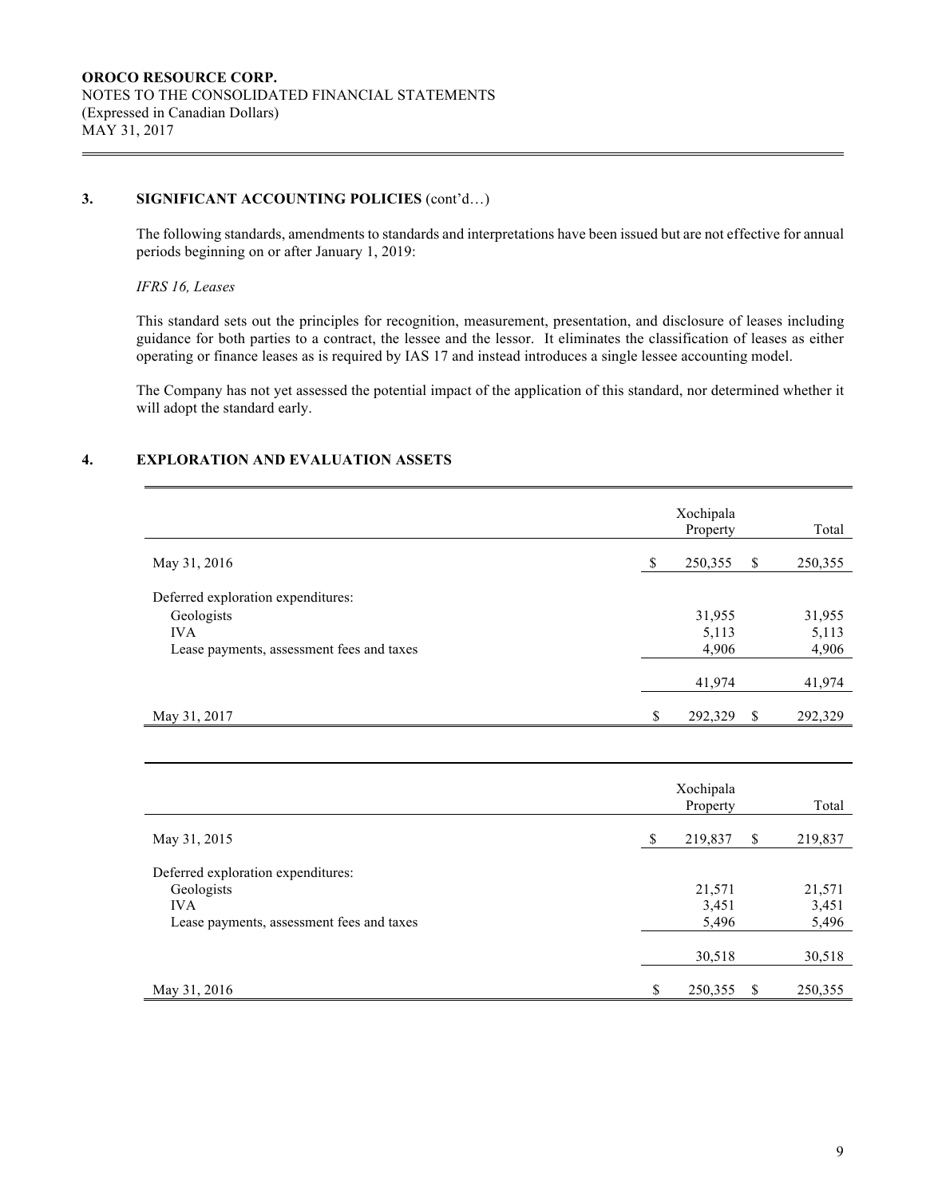## 3. SIGNIFICANT ACCOUNTING POLICIES (cont'd…)

The following standards, amendments to standards and interpretations have been issued but are not effective for annual periods beginning on or after January 1, 2019:

*IFRS 16, Leases*

This standard sets out the principles for recognition, measurement, presentation, and disclosure of leases including guidance for both parties to a contract, the lessee and the lessor. It eliminates the classification of leases as either operating or finance leases as is required by IAS 17 and instead introduces a single lessee accounting model.

The Company has not yet assessed the potential impact of the application of this standard, nor determined whether it will adopt the standard early.

## 4. EXPLORATION AND EVALUATION ASSETS

| | Xochipala Property | Total |
|---|---|---|
| May 31, 2016 | $ 250,355 | $ 250,355 |
| Deferred exploration expenditures: | | |
| Geologists | 31,955 | 31,955 |
| IVA | 5,113 | 5,113 |
| Lease payments, assessment fees and taxes | 4,906 | 4,906 |
| | 41,974 | 41,974 |
| May 31, 2017 | $ 292,329 | $ 292,329 |

| | Xochipala Property | Total |
|---|---|---|
| May 31, 2015 | $ 219,837 | $ 219,837 |
| Deferred exploration expenditures: | | |
| Geologists | 21,571 | 21,571 |
| IVA | 3,451 | 3,451 |
| Lease payments, assessment fees and taxes | 5,496 | 5,496 |
| | 30,518 | 30,518 |
| May 31, 2016 | $ 250,355 | $ 250,355 |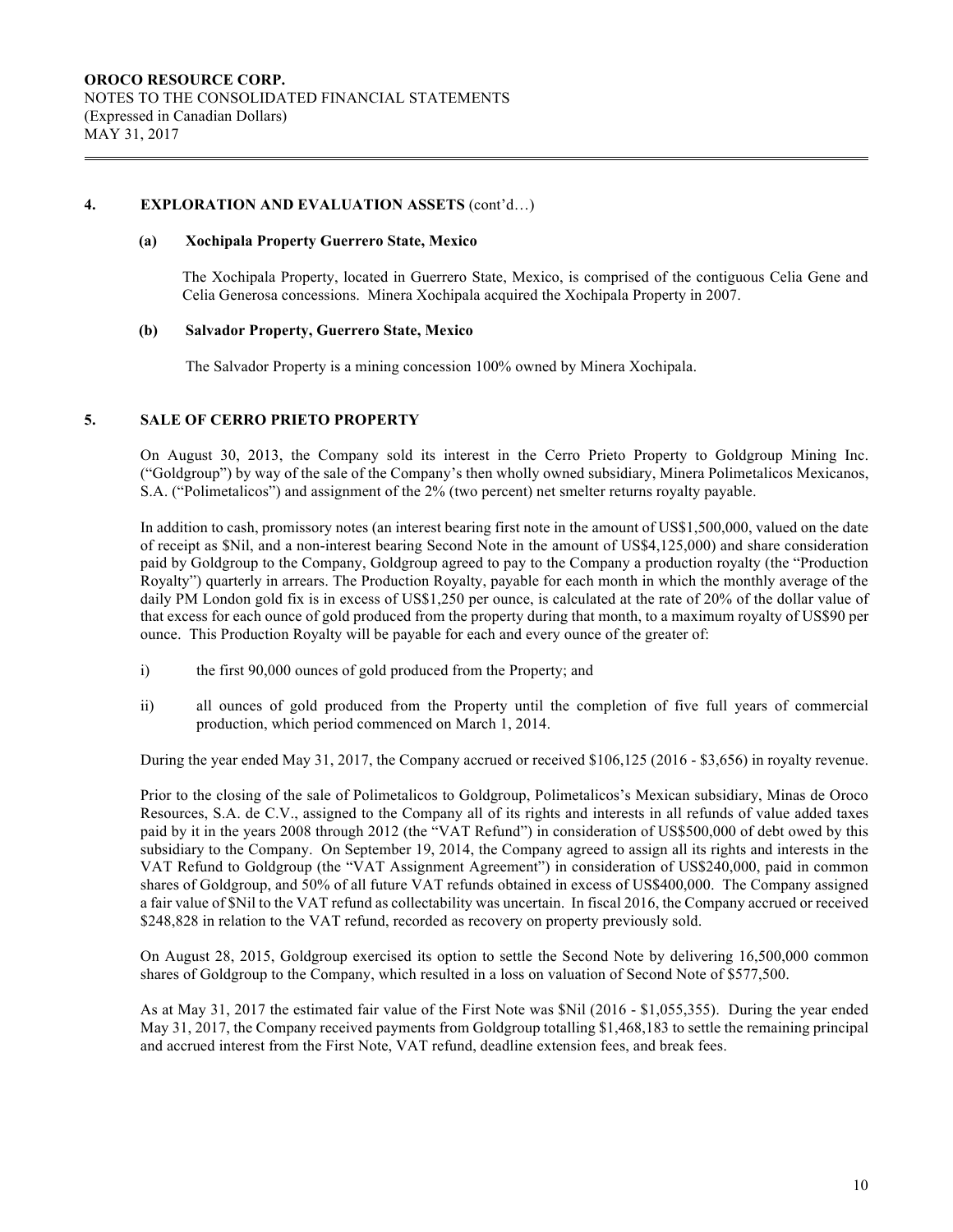## 4. EXPLORATION AND EVALUATION ASSETS (cont'd…)

### (a) Xochipala Property Guerrero State, Mexico

The Xochipala Property, located in Guerrero State, Mexico, is comprised of the contiguous Celia Gene and Celia Generosa concessions. Minera Xochipala acquired the Xochipala Property in 2007.

### (b) Salvador Property, Guerrero State, Mexico

The Salvador Property is a mining concession 100% owned by Minera Xochipala.

## 5. SALE OF CERRO PRIETO PROPERTY

On August 30, 2013, the Company sold its interest in the Cerro Prieto Property to Goldgroup Mining Inc. ("Goldgroup") by way of the sale of the Company's then wholly owned subsidiary, Minera Polimetalicos Mexicanos, S.A. ("Polimetalicos") and assignment of the 2% (two percent) net smelter returns royalty payable.

In addition to cash, promissory notes (an interest bearing first note in the amount of US$1,500,000, valued on the date of receipt as $Nil, and a non-interest bearing Second Note in the amount of US$4,125,000) and share consideration paid by Goldgroup to the Company, Goldgroup agreed to pay to the Company a production royalty (the "Production Royalty") quarterly in arrears. The Production Royalty, payable for each month in which the monthly average of the daily PM London gold fix is in excess of US$1,250 per ounce, is calculated at the rate of 20% of the dollar value of that excess for each ounce of gold produced from the property during that month, to a maximum royalty of US$90 per ounce. This Production Royalty will be payable for each and every ounce of the greater of:

i) the first 90,000 ounces of gold produced from the Property; and

ii) all ounces of gold produced from the Property until the completion of five full years of commercial production, which period commenced on March 1, 2014.

During the year ended May 31, 2017, the Company accrued or received $106,125 (2016 - $3,656) in royalty revenue.

Prior to the closing of the sale of Polimetalicos to Goldgroup, Polimetalicos's Mexican subsidiary, Minas de Oroco Resources, S.A. de C.V., assigned to the Company all of its rights and interests in all refunds of value added taxes paid by it in the years 2008 through 2012 (the "VAT Refund") in consideration of US$500,000 of debt owed by this subsidiary to the Company. On September 19, 2014, the Company agreed to assign all its rights and interests in the VAT Refund to Goldgroup (the "VAT Assignment Agreement") in consideration of US$240,000, paid in common shares of Goldgroup, and 50% of all future VAT refunds obtained in excess of US$400,000. The Company assigned a fair value of $Nil to the VAT refund as collectability was uncertain. In fiscal 2016, the Company accrued or received $248,828 in relation to the VAT refund, recorded as recovery on property previously sold.

On August 28, 2015, Goldgroup exercised its option to settle the Second Note by delivering 16,500,000 common shares of Goldgroup to the Company, which resulted in a loss on valuation of Second Note of $577,500.

As at May 31, 2017 the estimated fair value of the First Note was $Nil (2016 - $1,055,355). During the year ended May 31, 2017, the Company received payments from Goldgroup totalling $1,468,183 to settle the remaining principal and accrued interest from the First Note, VAT refund, deadline extension fees, and break fees.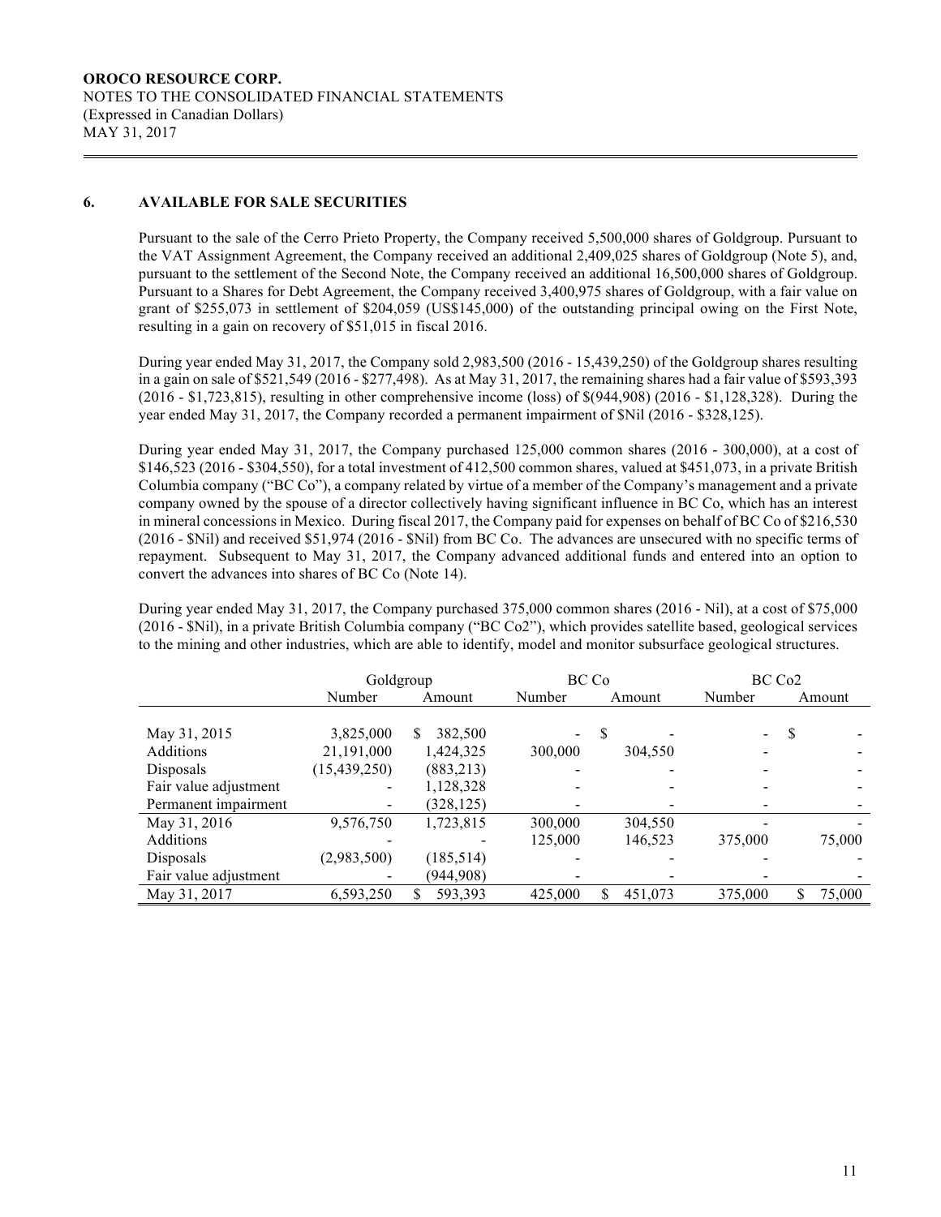**OROCO RESOURCE CORP.**
NOTES TO THE CONSOLIDATED FINANCIAL STATEMENTS
(Expressed in Canadian Dollars)
MAY 31, 2017

## 6. AVAILABLE FOR SALE SECURITIES

Pursuant to the sale of the Cerro Prieto Property, the Company received 5,500,000 shares of Goldgroup. Pursuant to the VAT Assignment Agreement, the Company received an additional 2,409,025 shares of Goldgroup (Note 5), and, pursuant to the settlement of the Second Note, the Company received an additional 16,500,000 shares of Goldgroup. Pursuant to a Shares for Debt Agreement, the Company received 3,400,975 shares of Goldgroup, with a fair value on grant of $255,073 in settlement of $204,059 (US$145,000) of the outstanding principal owing on the First Note, resulting in a gain on recovery of $51,015 in fiscal 2016.

During year ended May 31, 2017, the Company sold 2,983,500 (2016 - 15,439,250) of the Goldgroup shares resulting in a gain on sale of $521,549 (2016 - $277,498). As at May 31, 2017, the remaining shares had a fair value of $593,393 (2016 - $1,723,815), resulting in other comprehensive income (loss) of $(944,908) (2016 - $1,128,328). During the year ended May 31, 2017, the Company recorded a permanent impairment of $Nil (2016 - $328,125).

During year ended May 31, 2017, the Company purchased 125,000 common shares (2016 - 300,000), at a cost of $146,523 (2016 - $304,550), for a total investment of 412,500 common shares, valued at $451,073, in a private British Columbia company ("BC Co"), a company related by virtue of a member of the Company's management and a private company owned by the spouse of a director collectively having significant influence in BC Co, which has an interest in mineral concessions in Mexico. During fiscal 2017, the Company paid for expenses on behalf of BC Co of $216,530 (2016 - $Nil) and received $51,974 (2016 - $Nil) from BC Co. The advances are unsecured with no specific terms of repayment. Subsequent to May 31, 2017, the Company advanced additional funds and entered into an option to convert the advances into shares of BC Co (Note 14).

During year ended May 31, 2017, the Company purchased 375,000 common shares (2016 - Nil), at a cost of $75,000 (2016 - $Nil), in a private British Columbia company ("BC Co2"), which provides satellite based, geological services to the mining and other industries, which are able to identify, model and monitor subsurface geological structures.

| | Goldgroup | | BC Co | | BC Co2 | |
|---|---|---|---|---|---|---|
| | Number | Amount | Number | Amount | Number | Amount |
| May 31, 2015 | 3,825,000 | $ 382,500 | - | $ - | - | $ - |
| Additions | 21,191,000 | 1,424,325 | 300,000 | 304,550 | - | - |
| Disposals | (15,439,250) | (883,213) | - | - | - | - |
| Fair value adjustment | - | 1,128,328 | - | - | - | - |
| Permanent impairment | - | (328,125) | - | - | - | - |
| May 31, 2016 | 9,576,750 | 1,723,815 | 300,000 | 304,550 | - | - |
| Additions | - | - | 125,000 | 146,523 | 375,000 | 75,000 |
| Disposals | (2,983,500) | (185,514) | - | - | - | - |
| Fair value adjustment | - | (944,908) | - | - | - | - |
| May 31, 2017 | 6,593,250 | $ 593,393 | 425,000 | $ 451,073 | 375,000 | $ 75,000 |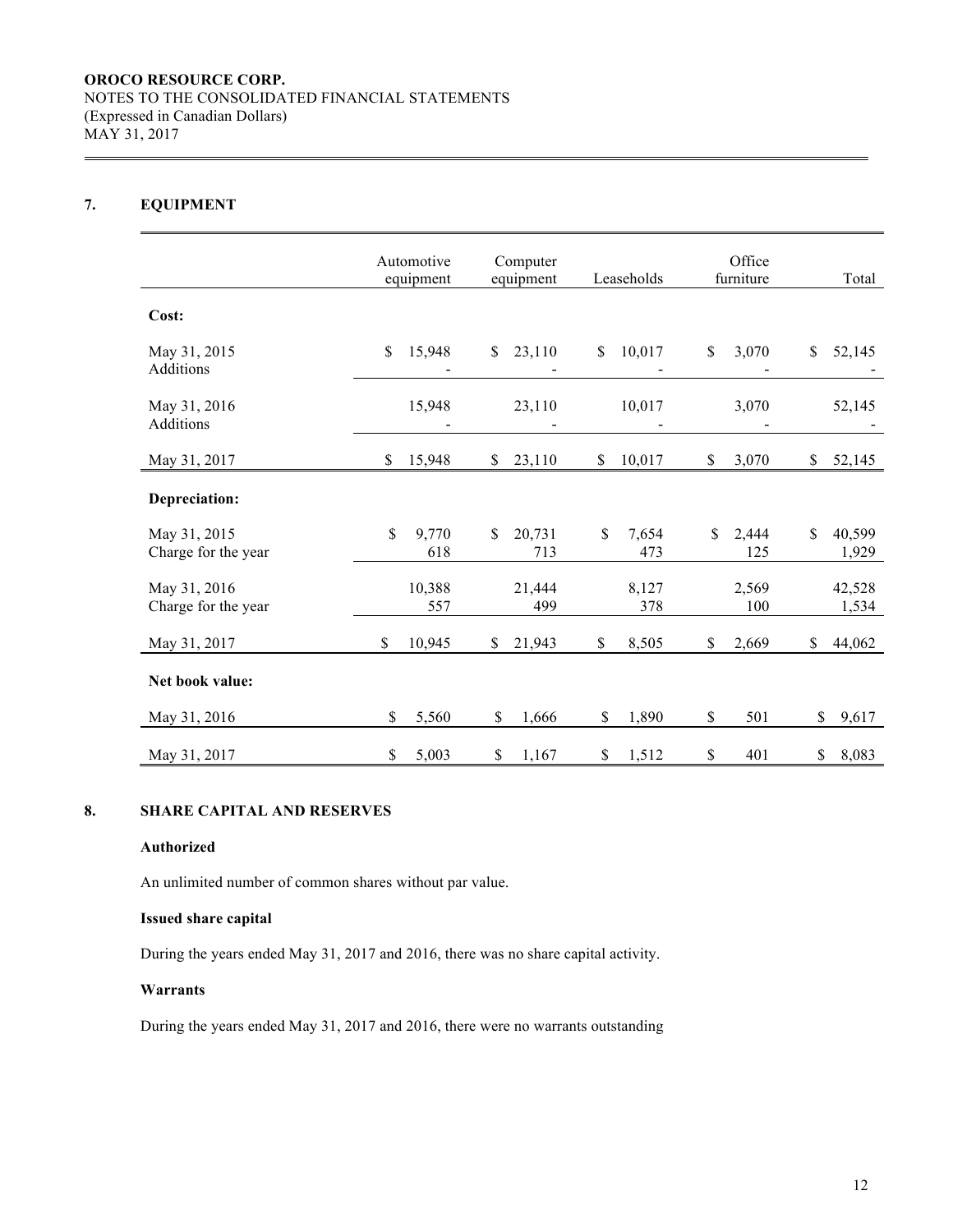**OROCO RESOURCE CORP.**
NOTES TO THE CONSOLIDATED FINANCIAL STATEMENTS
(Expressed in Canadian Dollars)
MAY 31, 2017

## 7. EQUIPMENT

| | Automotive equipment | Computer equipment | Leaseholds | Office furniture | Total |
|---|---|---|---|---|---|
| **Cost:** | | | | | |
| May 31, 2015 | $ 15,948 | $ 23,110 | $ 10,017 | $ 3,070 | $ 52,145 |
| Additions | - | - | - | - | - |
| May 31, 2016 | 15,948 | 23,110 | 10,017 | 3,070 | 52,145 |
| Additions | - | - | - | - | - |
| May 31, 2017 | $ 15,948 | $ 23,110 | $ 10,017 | $ 3,070 | $ 52,145 |
| **Depreciation:** | | | | | |
| May 31, 2015 | $ 9,770 | $ 20,731 | $ 7,654 | $ 2,444 | $ 40,599 |
| Charge for the year | 618 | 713 | 473 | 125 | 1,929 |
| May 31, 2016 | 10,388 | 21,444 | 8,127 | 2,569 | 42,528 |
| Charge for the year | 557 | 499 | 378 | 100 | 1,534 |
| May 31, 2017 | $ 10,945 | $ 21,943 | $ 8,505 | $ 2,669 | $ 44,062 |
| **Net book value:** | | | | | |
| May 31, 2016 | $ 5,560 | $ 1,666 | $ 1,890 | $ 501 | $ 9,617 |
| May 31, 2017 | $ 5,003 | $ 1,167 | $ 1,512 | $ 401 | $ 8,083 |

## 8. SHARE CAPITAL AND RESERVES

**Authorized**

An unlimited number of common shares without par value.

**Issued share capital**

During the years ended May 31, 2017 and 2016, there was no share capital activity.

**Warrants**

During the years ended May 31, 2017 and 2016, there were no warrants outstanding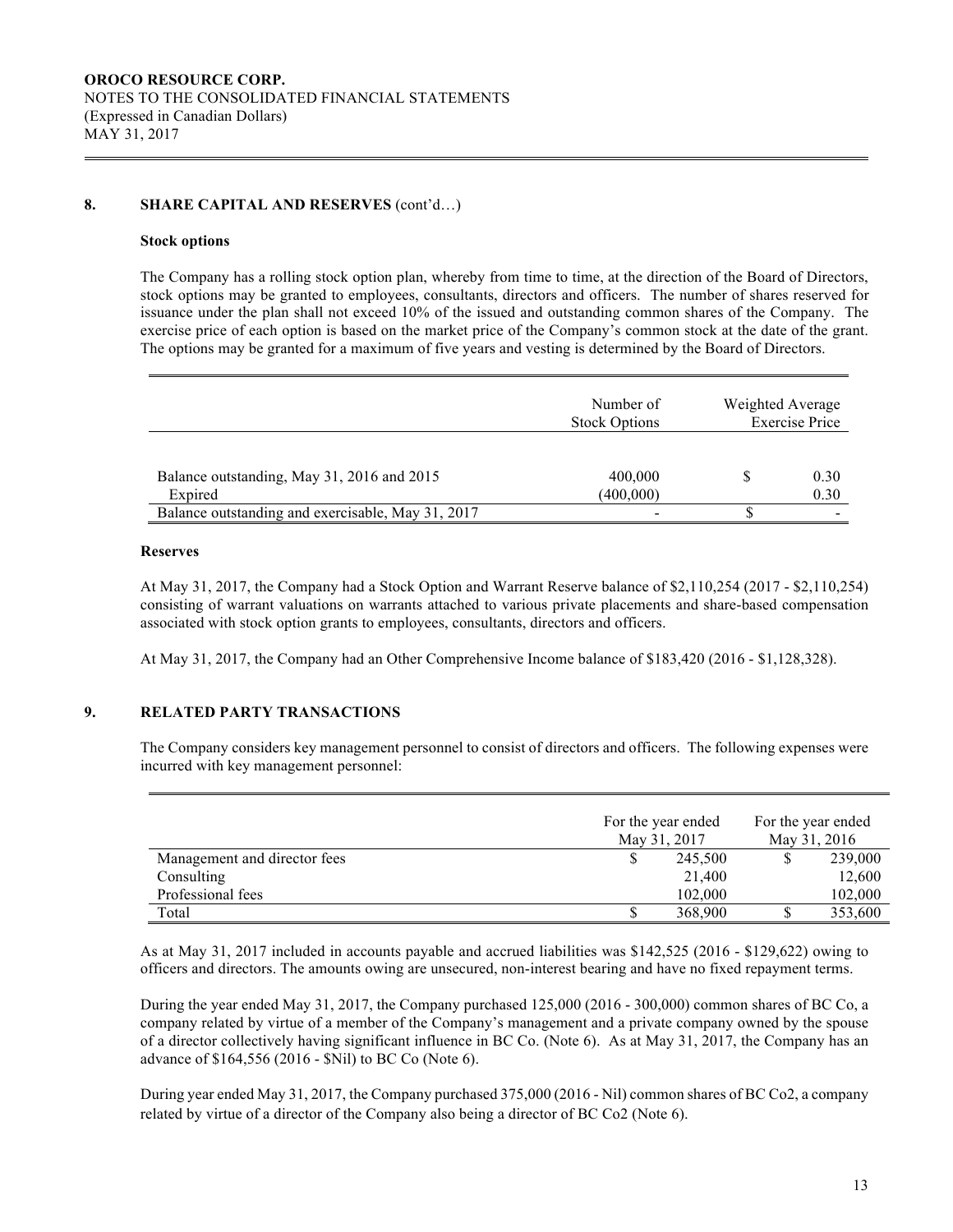**OROCO RESOURCE CORP.**
NOTES TO THE CONSOLIDATED FINANCIAL STATEMENTS
(Expressed in Canadian Dollars)
MAY 31, 2017

## 8. SHARE CAPITAL AND RESERVES (cont'd…)

### Stock options

The Company has a rolling stock option plan, whereby from time to time, at the direction of the Board of Directors, stock options may be granted to employees, consultants, directors and officers. The number of shares reserved for issuance under the plan shall not exceed 10% of the issued and outstanding common shares of the Company. The exercise price of each option is based on the market price of the Company's common stock at the date of the grant. The options may be granted for a maximum of five years and vesting is determined by the Board of Directors.

| | Number of Stock Options | Weighted Average Exercise Price |
|---|---|---|
| Balance outstanding, May 31, 2016 and 2015 | 400,000 | $ 0.30 |
| Expired | (400,000) | 0.30 |
| Balance outstanding and exercisable, May 31, 2017 | - | $ - |

### Reserves

At May 31, 2017, the Company had a Stock Option and Warrant Reserve balance of $2,110,254 (2017 - $2,110,254) consisting of warrant valuations on warrants attached to various private placements and share-based compensation associated with stock option grants to employees, consultants, directors and officers.

At May 31, 2017, the Company had an Other Comprehensive Income balance of $183,420 (2016 - $1,128,328).

## 9. RELATED PARTY TRANSACTIONS

The Company considers key management personnel to consist of directors and officers. The following expenses were incurred with key management personnel:

| | For the year ended May 31, 2017 | For the year ended May 31, 2016 |
|---|---|---|
| Management and director fees | $ 245,500 | $ 239,000 |
| Consulting | 21,400 | 12,600 |
| Professional fees | 102,000 | 102,000 |
| Total | $ 368,900 | $ 353,600 |

As at May 31, 2017 included in accounts payable and accrued liabilities was $142,525 (2016 - $129,622) owing to officers and directors. The amounts owing are unsecured, non-interest bearing and have no fixed repayment terms.

During the year ended May 31, 2017, the Company purchased 125,000 (2016 - 300,000) common shares of BC Co, a company related by virtue of a member of the Company's management and a private company owned by the spouse of a director collectively having significant influence in BC Co. (Note 6). As at May 31, 2017, the Company has an advance of $164,556 (2016 - $Nil) to BC Co (Note 6).

During year ended May 31, 2017, the Company purchased 375,000 (2016 - Nil) common shares of BC Co2, a company related by virtue of a director of the Company also being a director of BC Co2 (Note 6).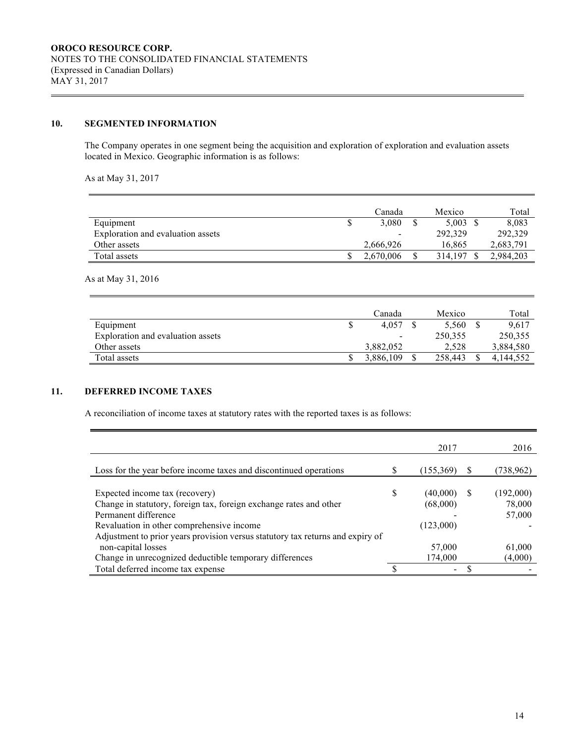**OROCO RESOURCE CORP.**
NOTES TO THE CONSOLIDATED FINANCIAL STATEMENTS
(Expressed in Canadian Dollars)
MAY 31, 2017

## 10. SEGMENTED INFORMATION

The Company operates in one segment being the acquisition and exploration of exploration and evaluation assets located in Mexico. Geographic information is as follows:

As at May 31, 2017

| | Canada | Mexico | Total |
|---|---|---|---|
| Equipment | $ 3,080 | $ 5,003 | $ 8,083 |
| Exploration and evaluation assets | - | 292,329 | 292,329 |
| Other assets | 2,666,926 | 16,865 | 2,683,791 |
| Total assets | $ 2,670,006 | $ 314,197 | $ 2,984,203 |

As at May 31, 2016

| | Canada | Mexico | Total |
|---|---|---|---|
| Equipment | $ 4,057 | $ 5,560 | $ 9,617 |
| Exploration and evaluation assets | - | 250,355 | 250,355 |
| Other assets | 3,882,052 | 2,528 | 3,884,580 |
| Total assets | $ 3,886,109 | $ 258,443 | $ 4,144,552 |

## 11. DEFERRED INCOME TAXES

A reconciliation of income taxes at statutory rates with the reported taxes is as follows:

| | 2017 | 2016 |
|---|---|---|
| Loss for the year before income taxes and discontinued operations | $ (155,369) | $ (738,962) |
| Expected income tax (recovery) | $ (40,000) | $ (192,000) |
| Change in statutory, foreign tax, foreign exchange rates and other | (68,000) | 78,000 |
| Permanent difference | - | 57,000 |
| Revaluation in other comprehensive income | (123,000) | - |
| Adjustment to prior years provision versus statutory tax returns and expiry of non-capital losses | 57,000 | 61,000 |
| Change in unrecognized deductible temporary differences | 174,000 | (4,000) |
| Total deferred income tax expense | $ - | $ - |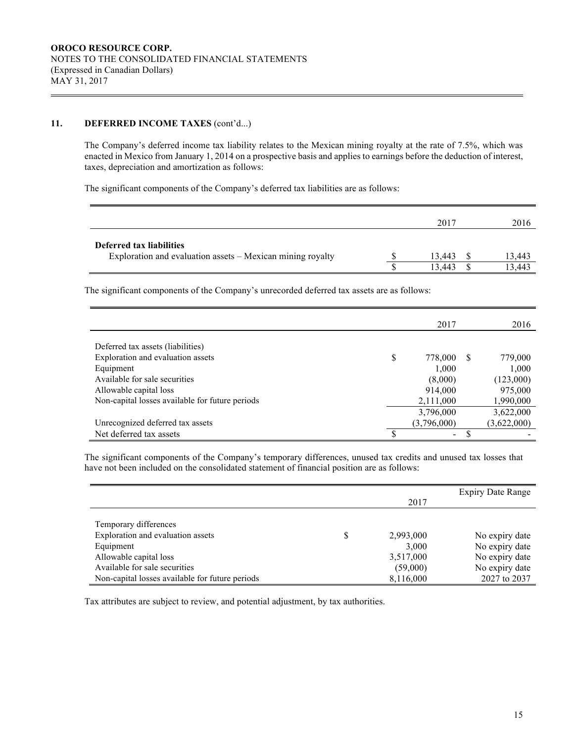## 11. DEFERRED INCOME TAXES (cont'd...)

The Company's deferred income tax liability relates to the Mexican mining royalty at the rate of 7.5%, which was enacted in Mexico from January 1, 2014 on a prospective basis and applies to earnings before the deduction of interest, taxes, depreciation and amortization as follows:

The significant components of the Company's deferred tax liabilities are as follows:

| | 2017 | 2016 |
|---|---|---|
| **Deferred tax liabilities** | | |
| Exploration and evaluation assets – Mexican mining royalty | $ 13,443 | $ 13,443 |
| | $ 13,443 | $ 13,443 |

The significant components of the Company's unrecorded deferred tax assets are as follows:

| | 2017 | 2016 |
|---|---|---|
| Deferred tax assets (liabilities) | | |
| Exploration and evaluation assets | $ 778,000 | $ 779,000 |
| Equipment | 1,000 | 1,000 |
| Available for sale securities | (8,000) | (123,000) |
| Allowable capital loss | 914,000 | 975,000 |
| Non-capital losses available for future periods | 2,111,000 | 1,990,000 |
| | 3,796,000 | 3,622,000 |
| Unrecognized deferred tax assets | (3,796,000) | (3,622,000) |
| Net deferred tax assets | $ - | $ - |

The significant components of the Company's temporary differences, unused tax credits and unused tax losses that have not been included on the consolidated statement of financial position are as follows:

| | 2017 | Expiry Date Range |
|---|---|---|
| Temporary differences | | |
| Exploration and evaluation assets | $ 2,993,000 | No expiry date |
| Equipment | 3,000 | No expiry date |
| Allowable capital loss | 3,517,000 | No expiry date |
| Available for sale securities | (59,000) | No expiry date |
| Non-capital losses available for future periods | 8,116,000 | 2027 to 2037 |

Tax attributes are subject to review, and potential adjustment, by tax authorities.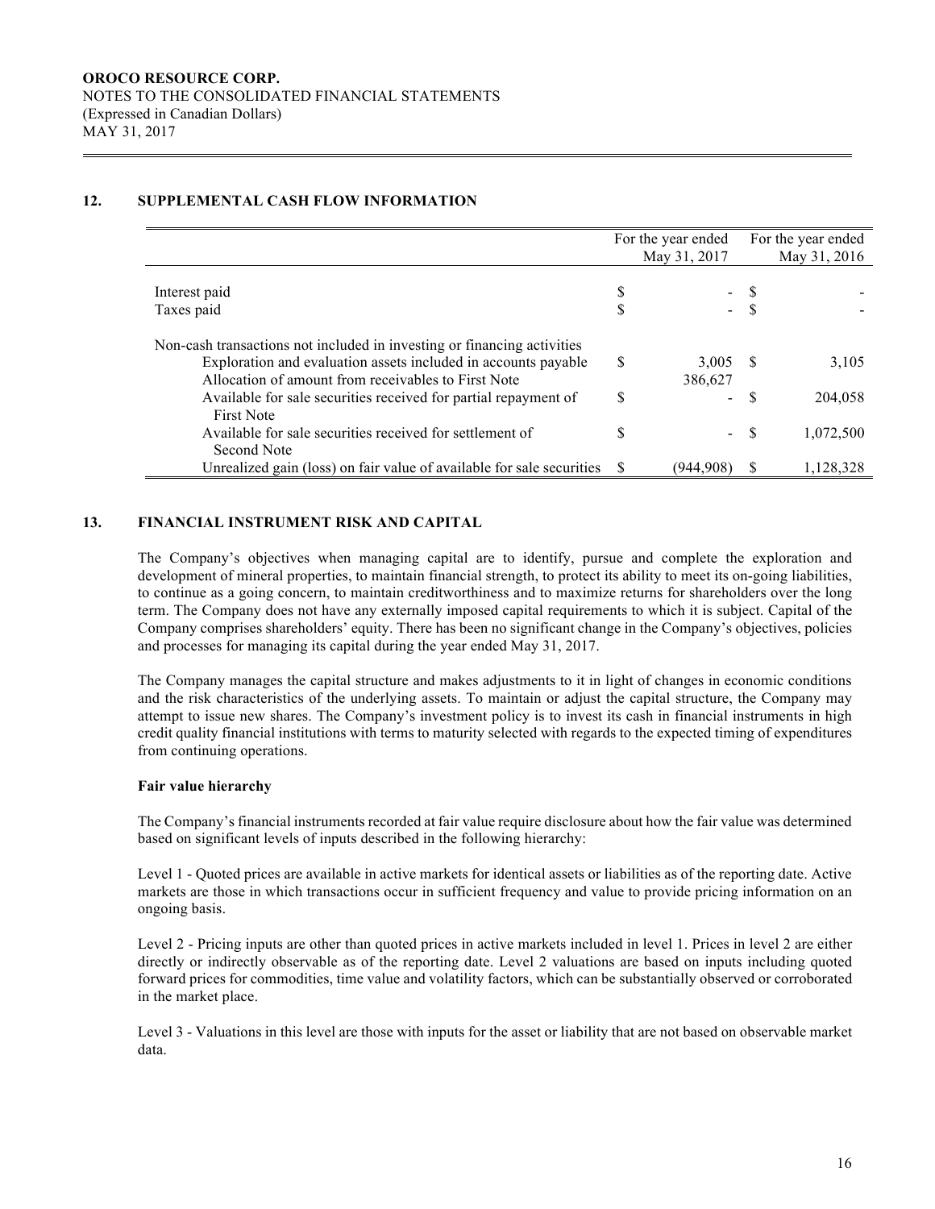## 12. SUPPLEMENTAL CASH FLOW INFORMATION

| | For the year ended May 31, 2017 | For the year ended May 31, 2016 |
|---|---|---|
| Interest paid | $ - | $ - |
| Taxes paid | $ - | $ - |
| Non-cash transactions not included in investing or financing activities | | |
| Exploration and evaluation assets included in accounts payable | $ 3,005 | $ 3,105 |
| Allocation of amount from receivables to First Note | 386,627 | |
| Available for sale securities received for partial repayment of First Note | $ - | $ 204,058 |
| Available for sale securities received for settlement of Second Note | $ - | $ 1,072,500 |
| Unrealized gain (loss) on fair value of available for sale securities | $ (944,908) | $ 1,128,328 |

## 13. FINANCIAL INSTRUMENT RISK AND CAPITAL

The Company's objectives when managing capital are to identify, pursue and complete the exploration and development of mineral properties, to maintain financial strength, to protect its ability to meet its on-going liabilities, to continue as a going concern, to maintain creditworthiness and to maximize returns for shareholders over the long term. The Company does not have any externally imposed capital requirements to which it is subject. Capital of the Company comprises shareholders' equity. There has been no significant change in the Company's objectives, policies and processes for managing its capital during the year ended May 31, 2017.

The Company manages the capital structure and makes adjustments to it in light of changes in economic conditions and the risk characteristics of the underlying assets. To maintain or adjust the capital structure, the Company may attempt to issue new shares. The Company's investment policy is to invest its cash in financial instruments in high credit quality financial institutions with terms to maturity selected with regards to the expected timing of expenditures from continuing operations.

**Fair value hierarchy**

The Company's financial instruments recorded at fair value require disclosure about how the fair value was determined based on significant levels of inputs described in the following hierarchy:

Level 1 - Quoted prices are available in active markets for identical assets or liabilities as of the reporting date. Active markets are those in which transactions occur in sufficient frequency and value to provide pricing information on an ongoing basis.

Level 2 - Pricing inputs are other than quoted prices in active markets included in level 1. Prices in level 2 are either directly or indirectly observable as of the reporting date. Level 2 valuations are based on inputs including quoted forward prices for commodities, time value and volatility factors, which can be substantially observed or corroborated in the market place.

Level 3 - Valuations in this level are those with inputs for the asset or liability that are not based on observable market data.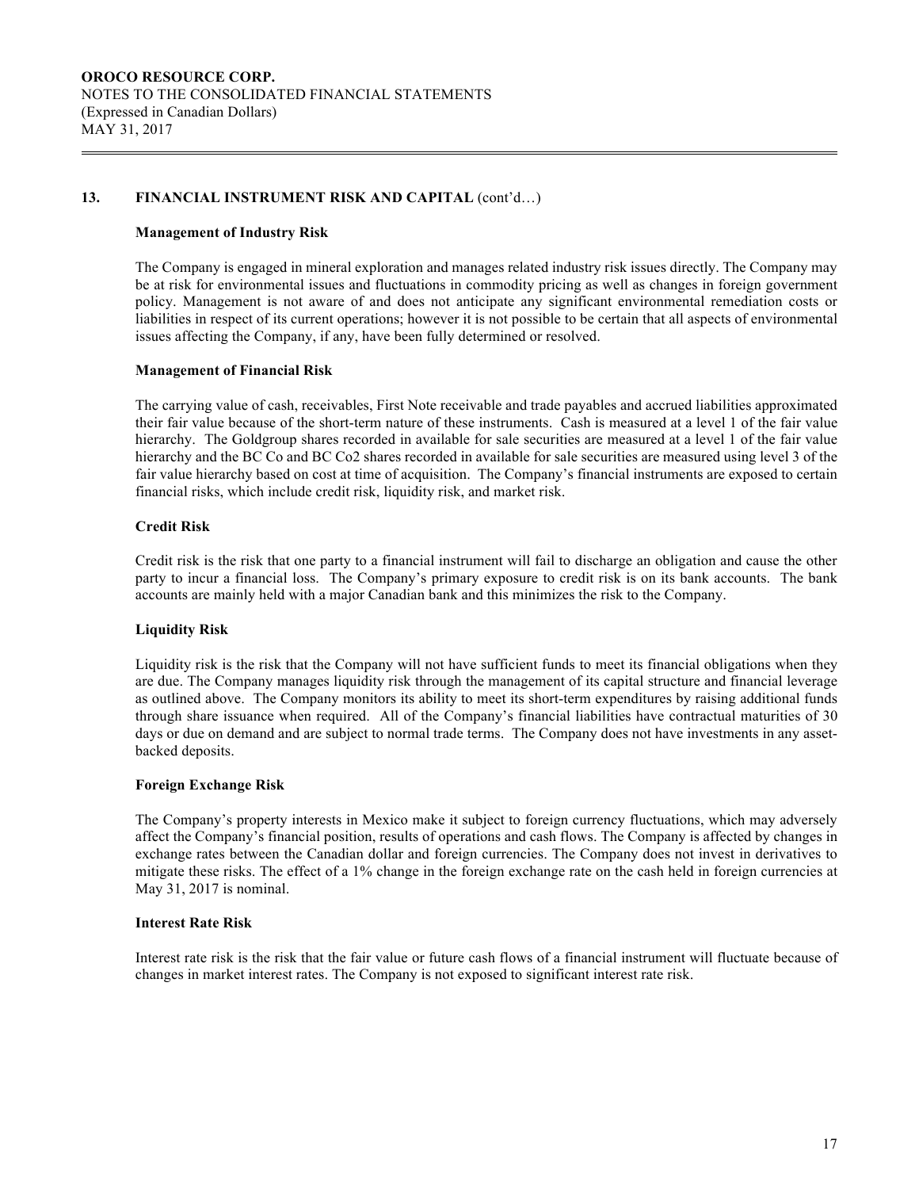## 13. FINANCIAL INSTRUMENT RISK AND CAPITAL (cont'd…)

### Management of Industry Risk

The Company is engaged in mineral exploration and manages related industry risk issues directly. The Company may be at risk for environmental issues and fluctuations in commodity pricing as well as changes in foreign government policy. Management is not aware of and does not anticipate any significant environmental remediation costs or liabilities in respect of its current operations; however it is not possible to be certain that all aspects of environmental issues affecting the Company, if any, have been fully determined or resolved.

### Management of Financial Risk

The carrying value of cash, receivables, First Note receivable and trade payables and accrued liabilities approximated their fair value because of the short-term nature of these instruments. Cash is measured at a level 1 of the fair value hierarchy. The Goldgroup shares recorded in available for sale securities are measured at a level 1 of the fair value hierarchy and the BC Co and BC Co2 shares recorded in available for sale securities are measured using level 3 of the fair value hierarchy based on cost at time of acquisition. The Company's financial instruments are exposed to certain financial risks, which include credit risk, liquidity risk, and market risk.

### Credit Risk

Credit risk is the risk that one party to a financial instrument will fail to discharge an obligation and cause the other party to incur a financial loss. The Company's primary exposure to credit risk is on its bank accounts. The bank accounts are mainly held with a major Canadian bank and this minimizes the risk to the Company.

### Liquidity Risk

Liquidity risk is the risk that the Company will not have sufficient funds to meet its financial obligations when they are due. The Company manages liquidity risk through the management of its capital structure and financial leverage as outlined above. The Company monitors its ability to meet its short-term expenditures by raising additional funds through share issuance when required. All of the Company's financial liabilities have contractual maturities of 30 days or due on demand and are subject to normal trade terms. The Company does not have investments in any asset-backed deposits.

### Foreign Exchange Risk

The Company's property interests in Mexico make it subject to foreign currency fluctuations, which may adversely affect the Company's financial position, results of operations and cash flows. The Company is affected by changes in exchange rates between the Canadian dollar and foreign currencies. The Company does not invest in derivatives to mitigate these risks. The effect of a 1% change in the foreign exchange rate on the cash held in foreign currencies at May 31, 2017 is nominal.

### Interest Rate Risk

Interest rate risk is the risk that the fair value or future cash flows of a financial instrument will fluctuate because of changes in market interest rates. The Company is not exposed to significant interest rate risk.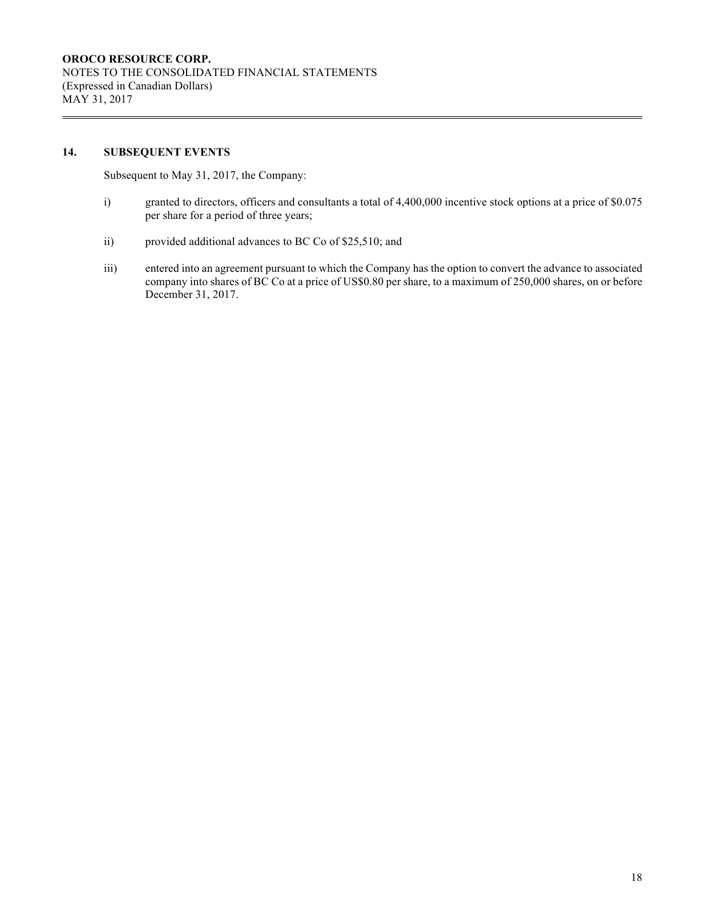## 14. SUBSEQUENT EVENTS

Subsequent to May 31, 2017, the Company:

i) granted to directors, officers and consultants a total of 4,400,000 incentive stock options at a price of $0.075 per share for a period of three years;

ii) provided additional advances to BC Co of $25,510; and

iii) entered into an agreement pursuant to which the Company has the option to convert the advance to associated company into shares of BC Co at a price of US$0.80 per share, to a maximum of 250,000 shares, on or before December 31, 2017.